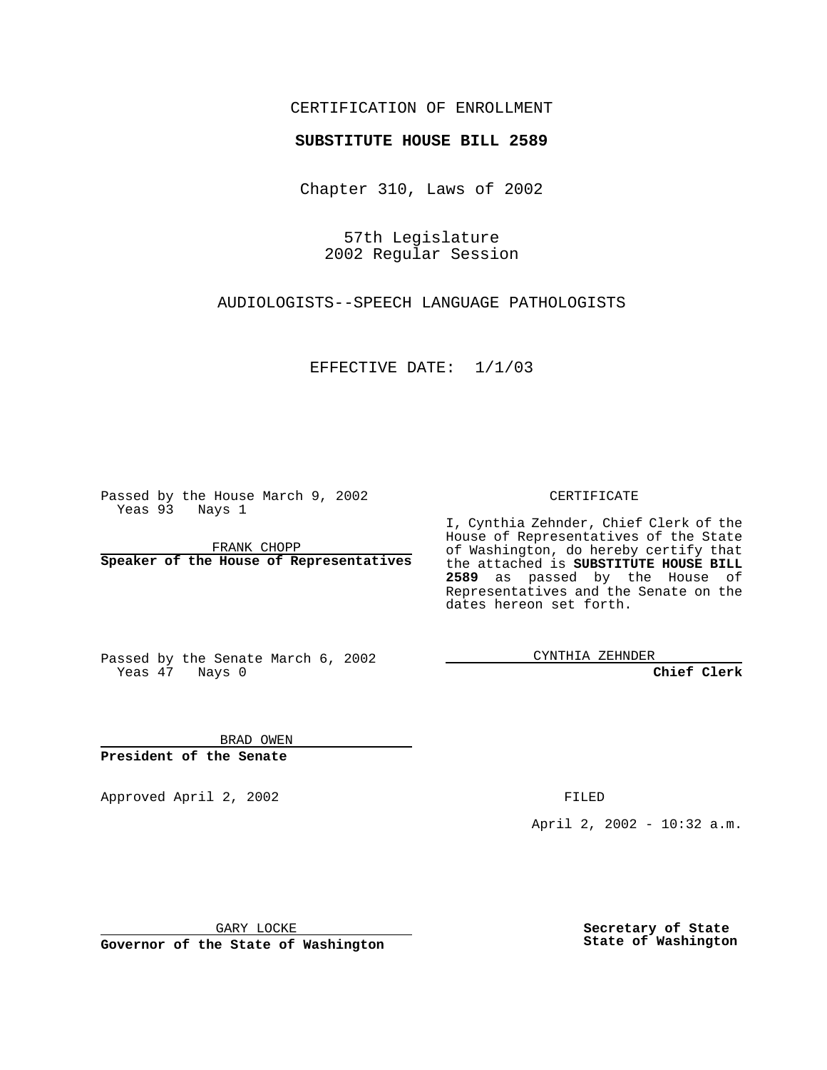CERTIFICATION OF ENROLLMENT

**SUBSTITUTE HOUSE BILL 2589**

Chapter 310, Laws of 2002

57th Legislature
2002 Regular Session

AUDIOLOGISTS--SPEECH LANGUAGE PATHOLOGISTS

EFFECTIVE DATE: 1/1/03

Passed by the House March 9, 2002
Yeas 93 Nays 1

FRANK CHOPP
**Speaker of the House of Representatives**

Passed by the Senate March 6, 2002
Yeas 47 Nays 0

BRAD OWEN
**President of the Senate**

CERTIFICATE

I, Cynthia Zehnder, Chief Clerk of the House of Representatives of the State of Washington, do hereby certify that the attached is **SUBSTITUTE HOUSE BILL 2589** as passed by the House of Representatives and the Senate on the dates hereon set forth.

CYNTHIA ZEHNDER
**Chief Clerk**

Approved April 2, 2002

FILED

April 2, 2002 - 10:32 a.m.

GARY LOCKE
**Governor of the State of Washington**

**Secretary of State**
**State of Washington**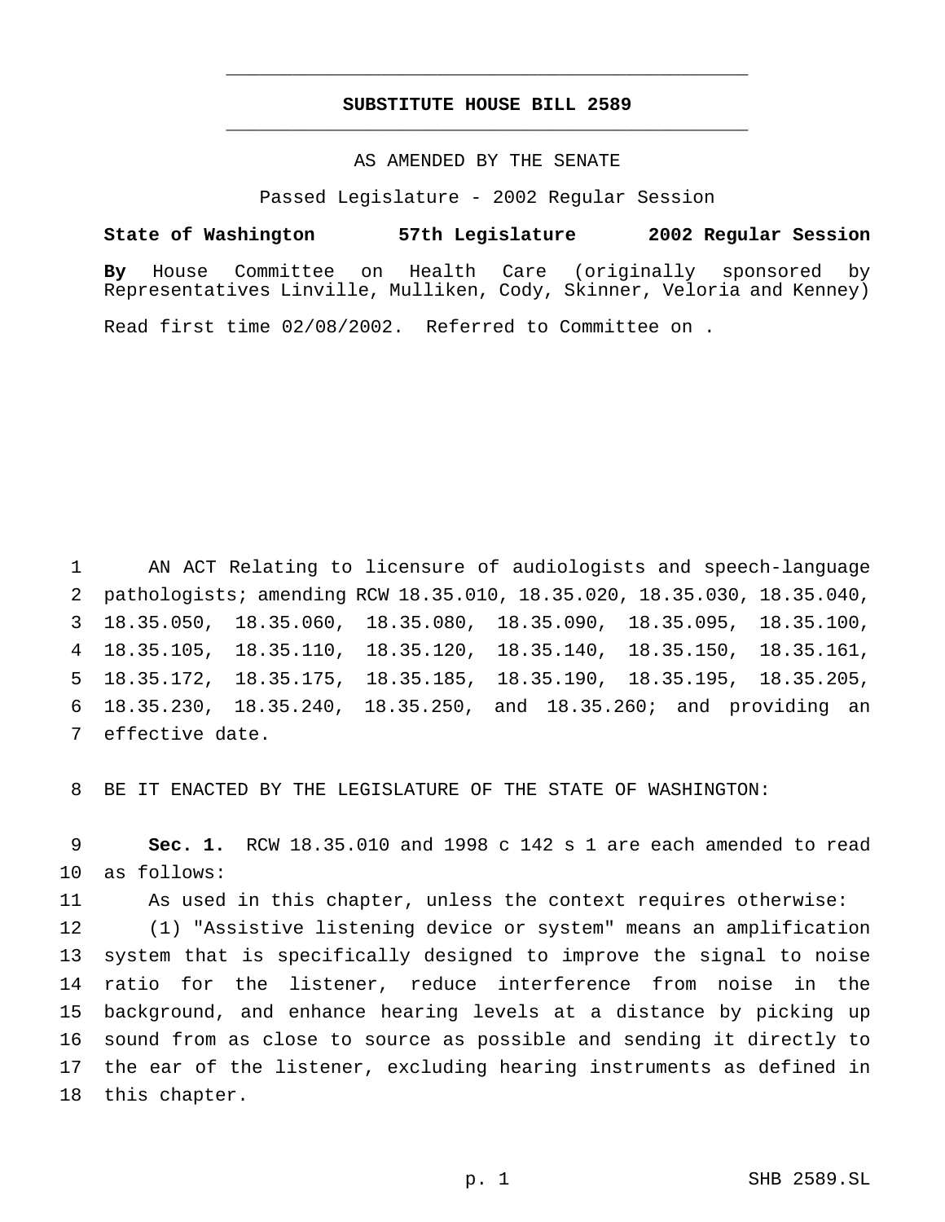# SUBSTITUTE HOUSE BILL 2589

AS AMENDED BY THE SENATE

Passed Legislature - 2002 Regular Session

**State of Washington 57th Legislature 2002 Regular Session**

**By** House Committee on Health Care (originally sponsored by Representatives Linville, Mulliken, Cody, Skinner, Veloria and Kenney)

Read first time 02/08/2002. Referred to Committee on .

AN ACT Relating to licensure of audiologists and speech-language pathologists; amending RCW 18.35.010, 18.35.020, 18.35.030, 18.35.040, 18.35.050, 18.35.060, 18.35.080, 18.35.090, 18.35.095, 18.35.100, 18.35.105, 18.35.110, 18.35.120, 18.35.140, 18.35.150, 18.35.161, 18.35.172, 18.35.175, 18.35.185, 18.35.190, 18.35.195, 18.35.205, 18.35.230, 18.35.240, 18.35.250, and 18.35.260; and providing an effective date.

BE IT ENACTED BY THE LEGISLATURE OF THE STATE OF WASHINGTON:

**Sec. 1.** RCW 18.35.010 and 1998 c 142 s 1 are each amended to read as follows:

As used in this chapter, unless the context requires otherwise:

(1) "Assistive listening device or system" means an amplification system that is specifically designed to improve the signal to noise ratio for the listener, reduce interference from noise in the background, and enhance hearing levels at a distance by picking up sound from as close to source as possible and sending it directly to the ear of the listener, excluding hearing instruments as defined in this chapter.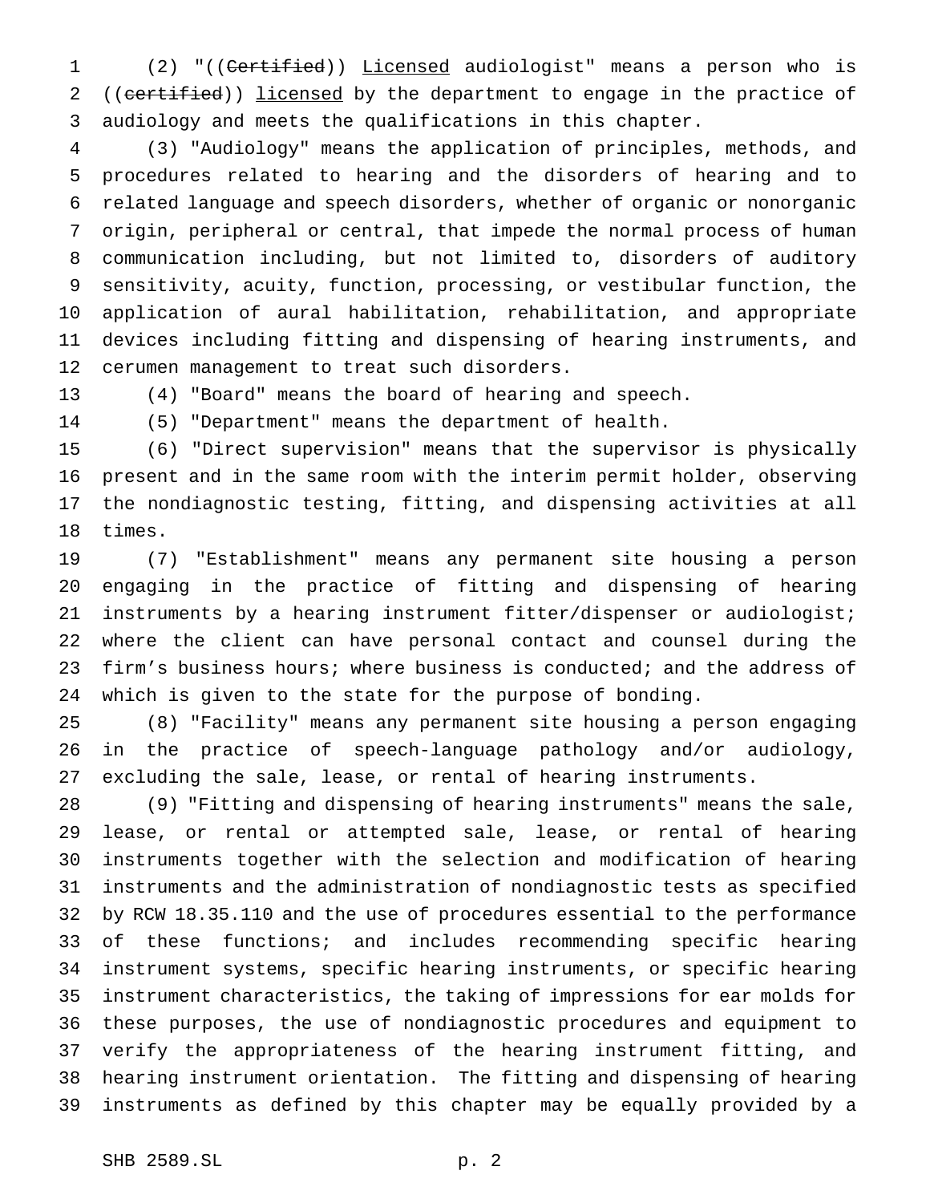(2) "((~~Certified~~)) <u>Licensed</u> audiologist" means a person who is ((~~certified~~)) <u>licensed</u> by the department to engage in the practice of audiology and meets the qualifications in this chapter.

(3) "Audiology" means the application of principles, methods, and procedures related to hearing and the disorders of hearing and to related language and speech disorders, whether of organic or nonorganic origin, peripheral or central, that impede the normal process of human communication including, but not limited to, disorders of auditory sensitivity, acuity, function, processing, or vestibular function, the application of aural habilitation, rehabilitation, and appropriate devices including fitting and dispensing of hearing instruments, and cerumen management to treat such disorders.

(4) "Board" means the board of hearing and speech.

(5) "Department" means the department of health.

(6) "Direct supervision" means that the supervisor is physically present and in the same room with the interim permit holder, observing the nondiagnostic testing, fitting, and dispensing activities at all times.

(7) "Establishment" means any permanent site housing a person engaging in the practice of fitting and dispensing of hearing instruments by a hearing instrument fitter/dispenser or audiologist; where the client can have personal contact and counsel during the firm's business hours; where business is conducted; and the address of which is given to the state for the purpose of bonding.

(8) "Facility" means any permanent site housing a person engaging in the practice of speech-language pathology and/or audiology, excluding the sale, lease, or rental of hearing instruments.

(9) "Fitting and dispensing of hearing instruments" means the sale, lease, or rental or attempted sale, lease, or rental of hearing instruments together with the selection and modification of hearing instruments and the administration of nondiagnostic tests as specified by RCW 18.35.110 and the use of procedures essential to the performance of these functions; and includes recommending specific hearing instrument systems, specific hearing instruments, or specific hearing instrument characteristics, the taking of impressions for ear molds for these purposes, the use of nondiagnostic procedures and equipment to verify the appropriateness of the hearing instrument fitting, and hearing instrument orientation. The fitting and dispensing of hearing instruments as defined by this chapter may be equally provided by a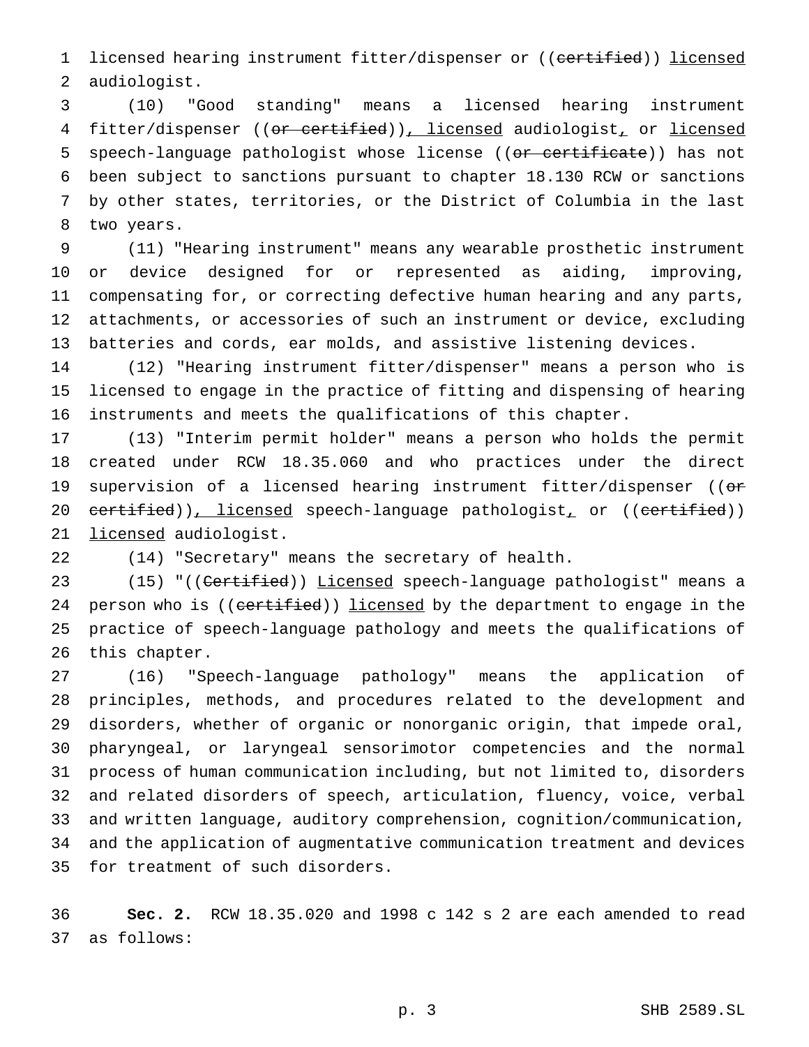licensed hearing instrument fitter/dispenser or ((~~certified~~)) <u>licensed</u> audiologist.

(10) "Good standing" means a licensed hearing instrument fitter/dispenser ((~~or certified~~))<u>, licensed</u> audiologist<u>,</u> or <u>licensed</u> speech-language pathologist whose license ((~~or certificate~~)) has not been subject to sanctions pursuant to chapter 18.130 RCW or sanctions by other states, territories, or the District of Columbia in the last two years.

(11) "Hearing instrument" means any wearable prosthetic instrument or device designed for or represented as aiding, improving, compensating for, or correcting defective human hearing and any parts, attachments, or accessories of such an instrument or device, excluding batteries and cords, ear molds, and assistive listening devices.

(12) "Hearing instrument fitter/dispenser" means a person who is licensed to engage in the practice of fitting and dispensing of hearing instruments and meets the qualifications of this chapter.

(13) "Interim permit holder" means a person who holds the permit created under RCW 18.35.060 and who practices under the direct supervision of a licensed hearing instrument fitter/dispenser ((~~or certified~~))<u>, licensed</u> speech-language pathologist<u>,</u> or ((~~certified~~)) <u>licensed</u> audiologist.

(14) "Secretary" means the secretary of health.

(15) "((~~Certified~~)) <u>Licensed</u> speech-language pathologist" means a person who is ((~~certified~~)) <u>licensed</u> by the department to engage in the practice of speech-language pathology and meets the qualifications of this chapter.

(16) "Speech-language pathology" means the application of principles, methods, and procedures related to the development and disorders, whether of organic or nonorganic origin, that impede oral, pharyngeal, or laryngeal sensorimotor competencies and the normal process of human communication including, but not limited to, disorders and related disorders of speech, articulation, fluency, voice, verbal and written language, auditory comprehension, cognition/communication, and the application of augmentative communication treatment and devices for treatment of such disorders.

**Sec. 2.** RCW 18.35.020 and 1998 c 142 s 2 are each amended to read as follows: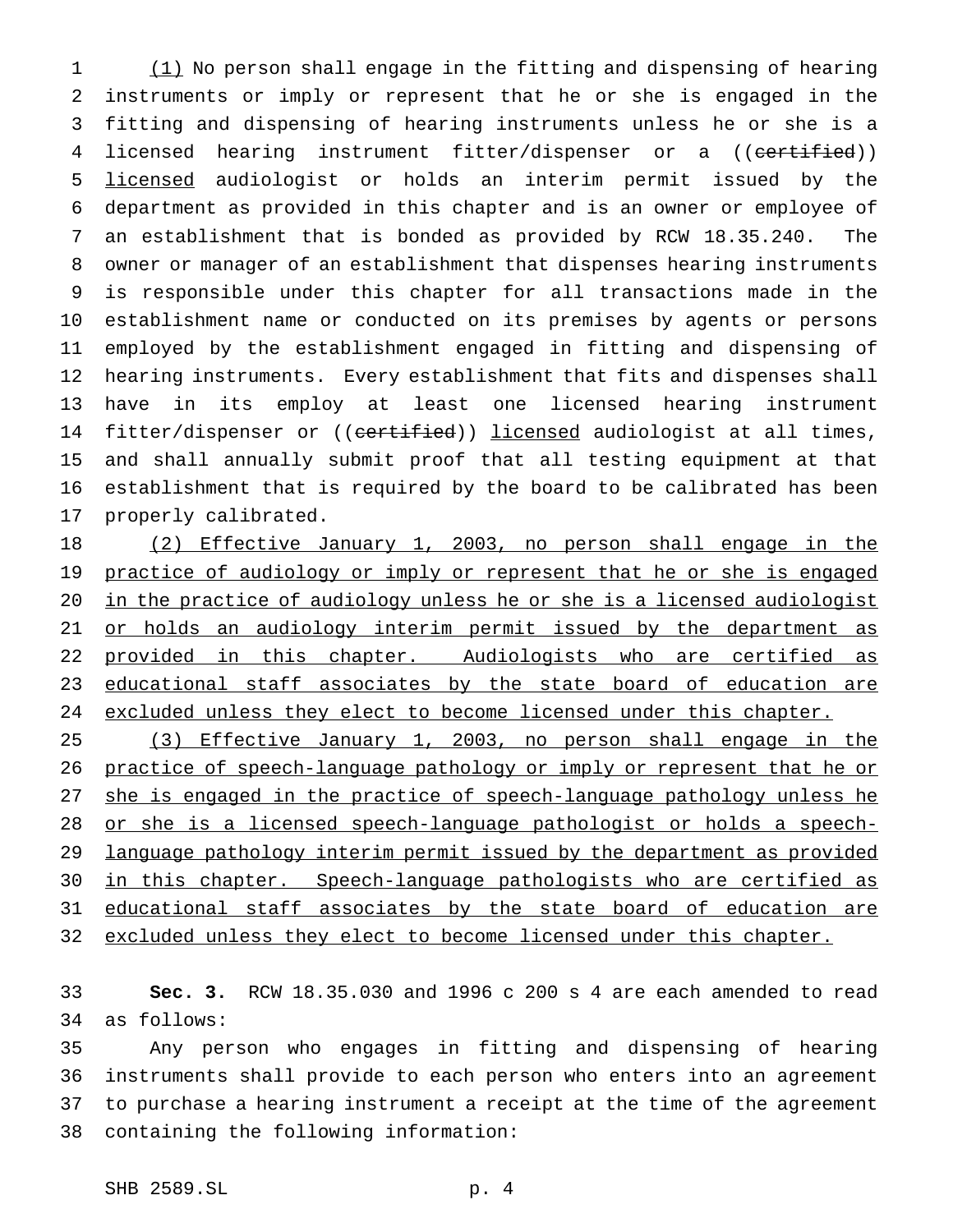(1) No person shall engage in the fitting and dispensing of hearing instruments or imply or represent that he or she is engaged in the fitting and dispensing of hearing instruments unless he or she is a licensed hearing instrument fitter/dispenser or a ((~~certified~~)) licensed audiologist or holds an interim permit issued by the department as provided in this chapter and is an owner or employee of an establishment that is bonded as provided by RCW 18.35.240. The owner or manager of an establishment that dispenses hearing instruments is responsible under this chapter for all transactions made in the establishment name or conducted on its premises by agents or persons employed by the establishment engaged in fitting and dispensing of hearing instruments. Every establishment that fits and dispenses shall have in its employ at least one licensed hearing instrument fitter/dispenser or ((~~certified~~)) licensed audiologist at all times, and shall annually submit proof that all testing equipment at that establishment that is required by the board to be calibrated has been properly calibrated.

(2) Effective January 1, 2003, no person shall engage in the practice of audiology or imply or represent that he or she is engaged in the practice of audiology unless he or she is a licensed audiologist or holds an audiology interim permit issued by the department as provided in this chapter. Audiologists who are certified as educational staff associates by the state board of education are excluded unless they elect to become licensed under this chapter.

(3) Effective January 1, 2003, no person shall engage in the practice of speech-language pathology or imply or represent that he or she is engaged in the practice of speech-language pathology unless he or she is a licensed speech-language pathologist or holds a speech-language pathology interim permit issued by the department as provided in this chapter. Speech-language pathologists who are certified as educational staff associates by the state board of education are excluded unless they elect to become licensed under this chapter.

**Sec. 3.** RCW 18.35.030 and 1996 c 200 s 4 are each amended to read as follows:

Any person who engages in fitting and dispensing of hearing instruments shall provide to each person who enters into an agreement to purchase a hearing instrument a receipt at the time of the agreement containing the following information: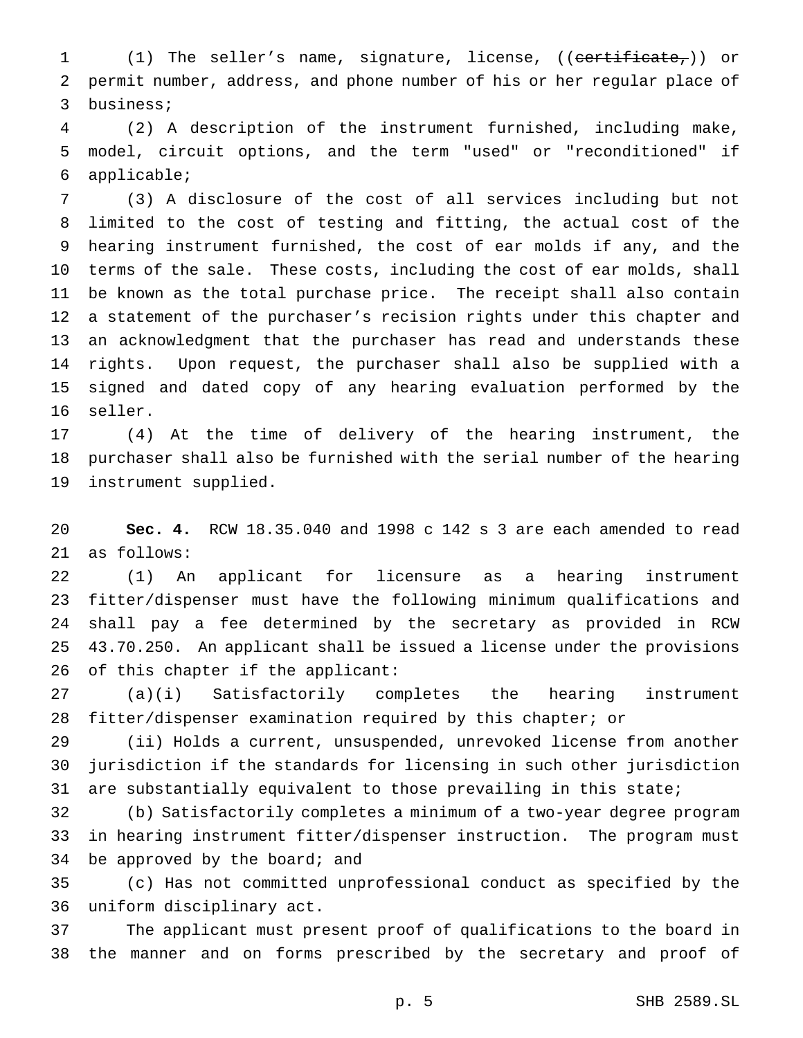(1) The seller's name, signature, license, ((~~certificate,~~)) or permit number, address, and phone number of his or her regular place of business;

(2) A description of the instrument furnished, including make, model, circuit options, and the term "used" or "reconditioned" if applicable;

(3) A disclosure of the cost of all services including but not limited to the cost of testing and fitting, the actual cost of the hearing instrument furnished, the cost of ear molds if any, and the terms of the sale. These costs, including the cost of ear molds, shall be known as the total purchase price. The receipt shall also contain a statement of the purchaser's recision rights under this chapter and an acknowledgment that the purchaser has read and understands these rights. Upon request, the purchaser shall also be supplied with a signed and dated copy of any hearing evaluation performed by the seller.

(4) At the time of delivery of the hearing instrument, the purchaser shall also be furnished with the serial number of the hearing instrument supplied.

**Sec. 4.** RCW 18.35.040 and 1998 c 142 s 3 are each amended to read as follows:

(1) An applicant for licensure as a hearing instrument fitter/dispenser must have the following minimum qualifications and shall pay a fee determined by the secretary as provided in RCW 43.70.250. An applicant shall be issued a license under the provisions of this chapter if the applicant:

(a)(i) Satisfactorily completes the hearing instrument fitter/dispenser examination required by this chapter; or

(ii) Holds a current, unsuspended, unrevoked license from another jurisdiction if the standards for licensing in such other jurisdiction are substantially equivalent to those prevailing in this state;

(b) Satisfactorily completes a minimum of a two-year degree program in hearing instrument fitter/dispenser instruction. The program must be approved by the board; and

(c) Has not committed unprofessional conduct as specified by the uniform disciplinary act.

The applicant must present proof of qualifications to the board in the manner and on forms prescribed by the secretary and proof of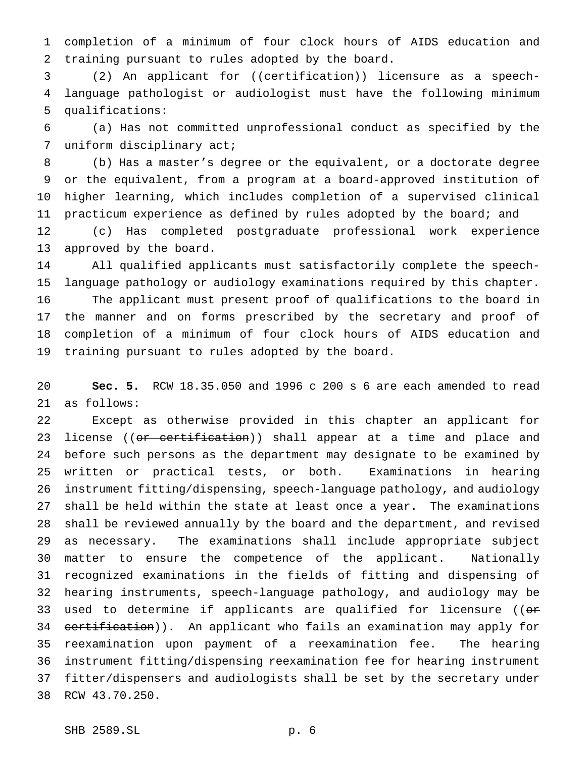completion of a minimum of four clock hours of AIDS education and training pursuant to rules adopted by the board.

(2) An applicant for ((~~certification~~)) <u>licensure</u> as a speech-language pathologist or audiologist must have the following minimum qualifications:

(a) Has not committed unprofessional conduct as specified by the uniform disciplinary act;

(b) Has a master's degree or the equivalent, or a doctorate degree or the equivalent, from a program at a board-approved institution of higher learning, which includes completion of a supervised clinical practicum experience as defined by rules adopted by the board; and

(c) Has completed postgraduate professional work experience approved by the board.

All qualified applicants must satisfactorily complete the speech-language pathology or audiology examinations required by this chapter.

The applicant must present proof of qualifications to the board in the manner and on forms prescribed by the secretary and proof of completion of a minimum of four clock hours of AIDS education and training pursuant to rules adopted by the board.

**Sec. 5.** RCW 18.35.050 and 1996 c 200 s 6 are each amended to read as follows:

Except as otherwise provided in this chapter an applicant for license ((~~or certification~~)) shall appear at a time and place and before such persons as the department may designate to be examined by written or practical tests, or both. Examinations in hearing instrument fitting/dispensing, speech-language pathology, and audiology shall be held within the state at least once a year. The examinations shall be reviewed annually by the board and the department, and revised as necessary. The examinations shall include appropriate subject matter to ensure the competence of the applicant. Nationally recognized examinations in the fields of fitting and dispensing of hearing instruments, speech-language pathology, and audiology may be used to determine if applicants are qualified for licensure ((~~or certification~~)). An applicant who fails an examination may apply for reexamination upon payment of a reexamination fee. The hearing instrument fitting/dispensing reexamination fee for hearing instrument fitter/dispensers and audiologists shall be set by the secretary under RCW 43.70.250.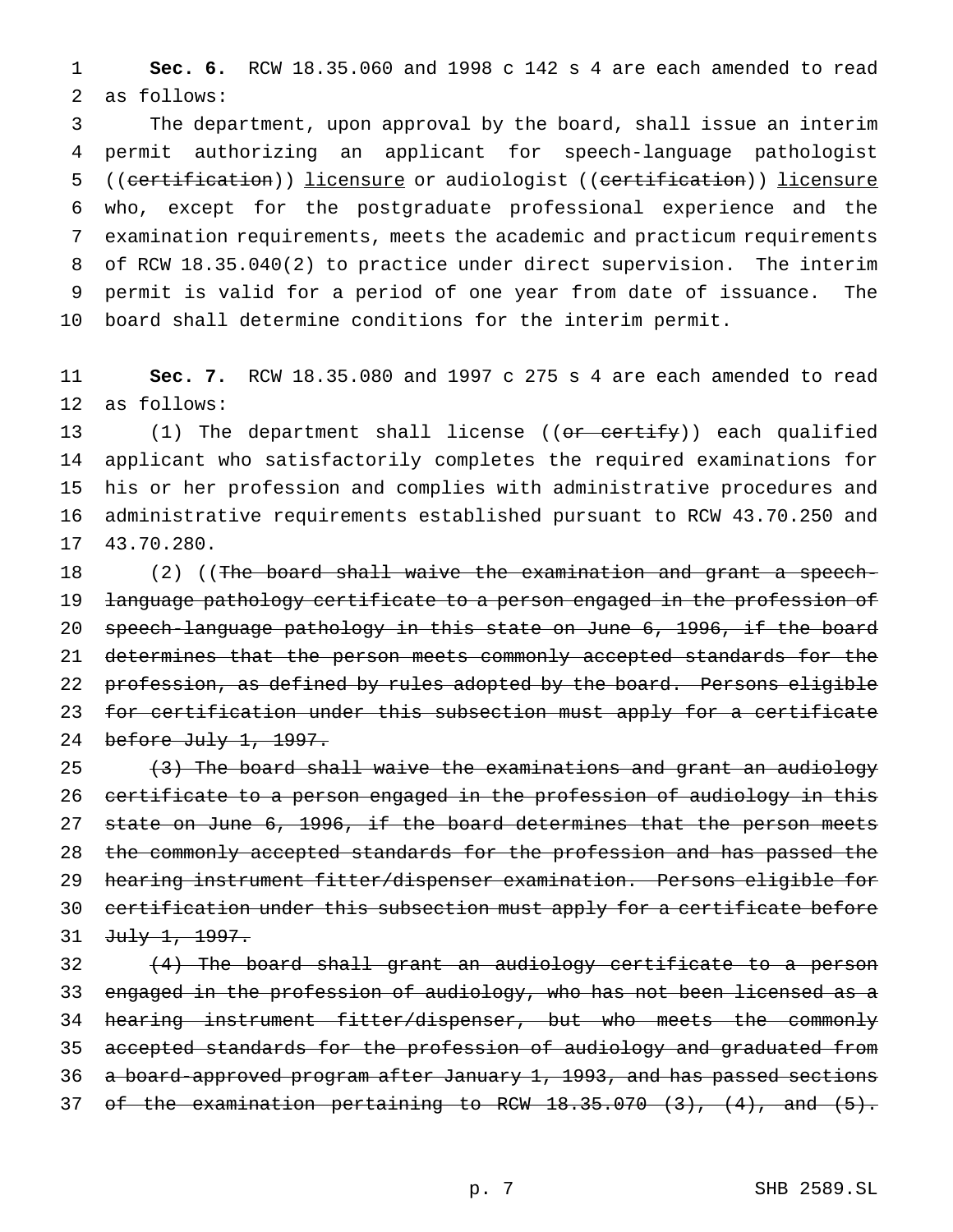**Sec. 6.** RCW 18.35.060 and 1998 c 142 s 4 are each amended to read as follows:

The department, upon approval by the board, shall issue an interim permit authorizing an applicant for speech-language pathologist ((~~certification~~)) <u>licensure</u> or audiologist ((~~certification~~)) <u>licensure</u> who, except for the postgraduate professional experience and the examination requirements, meets the academic and practicum requirements of RCW 18.35.040(2) to practice under direct supervision. The interim permit is valid for a period of one year from date of issuance. The board shall determine conditions for the interim permit.

**Sec. 7.** RCW 18.35.080 and 1997 c 275 s 4 are each amended to read as follows:

(1) The department shall license ((~~or certify~~)) each qualified applicant who satisfactorily completes the required examinations for his or her profession and complies with administrative procedures and administrative requirements established pursuant to RCW 43.70.250 and 43.70.280.

(2) ((~~The board shall waive the examination and grant a speech-language pathology certificate to a person engaged in the profession of speech-language pathology in this state on June 6, 1996, if the board determines that the person meets commonly accepted standards for the profession, as defined by rules adopted by the board. Persons eligible for certification under this subsection must apply for a certificate before July 1, 1997.~~

~~(3) The board shall waive the examinations and grant an audiology certificate to a person engaged in the profession of audiology in this state on June 6, 1996, if the board determines that the person meets the commonly accepted standards for the profession and has passed the hearing instrument fitter/dispenser examination. Persons eligible for certification under this subsection must apply for a certificate before July 1, 1997.~~

~~(4) The board shall grant an audiology certificate to a person engaged in the profession of audiology, who has not been licensed as a hearing instrument fitter/dispenser, but who meets the commonly accepted standards for the profession of audiology and graduated from a board-approved program after January 1, 1993, and has passed sections of the examination pertaining to RCW 18.35.070 (3), (4), and (5).~~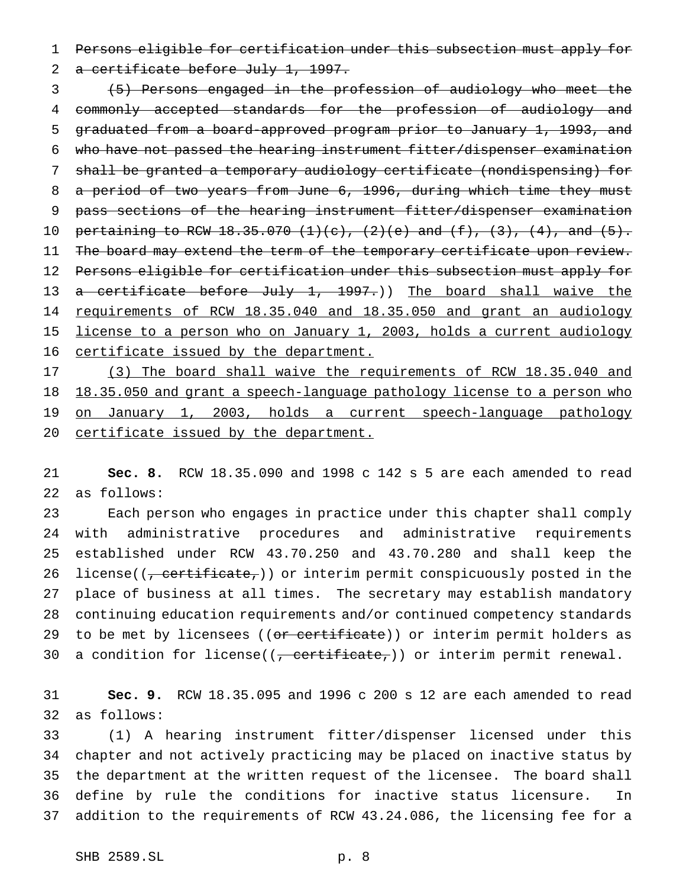~~Persons eligible for certification under this subsection must apply for a certificate before July 1, 1997.~~

~~(5) Persons engaged in the profession of audiology who meet the commonly accepted standards for the profession of audiology and graduated from a board-approved program prior to January 1, 1993, and who have not passed the hearing instrument fitter/dispenser examination shall be granted a temporary audiology certificate (nondispensing) for a period of two years from June 6, 1996, during which time they must pass sections of the hearing instrument fitter/dispenser examination pertaining to RCW 18.35.070 (1)(c), (2)(e) and (f), (3), (4), and (5). The board may extend the term of the temporary certificate upon review. Persons eligible for certification under this subsection must apply for a certificate before July 1, 1997.~~)) <u>The board shall waive the requirements of RCW 18.35.040 and 18.35.050 and grant an audiology license to a person who on January 1, 2003, holds a current audiology certificate issued by the department.</u>

<u>(3) The board shall waive the requirements of RCW 18.35.040 and 18.35.050 and grant a speech-language pathology license to a person who on January 1, 2003, holds a current speech-language pathology certificate issued by the department.</u>

**Sec. 8.** RCW 18.35.090 and 1998 c 142 s 5 are each amended to read as follows:

Each person who engages in practice under this chapter shall comply with administrative procedures and administrative requirements established under RCW 43.70.250 and 43.70.280 and shall keep the license((~~, certificate,~~)) or interim permit conspicuously posted in the place of business at all times. The secretary may establish mandatory continuing education requirements and/or continued competency standards to be met by licensees ((~~or certificate~~)) or interim permit holders as a condition for license((~~, certificate,~~)) or interim permit renewal.

**Sec. 9.** RCW 18.35.095 and 1996 c 200 s 12 are each amended to read as follows:

(1) A hearing instrument fitter/dispenser licensed under this chapter and not actively practicing may be placed on inactive status by the department at the written request of the licensee. The board shall define by rule the conditions for inactive status licensure. In addition to the requirements of RCW 43.24.086, the licensing fee for a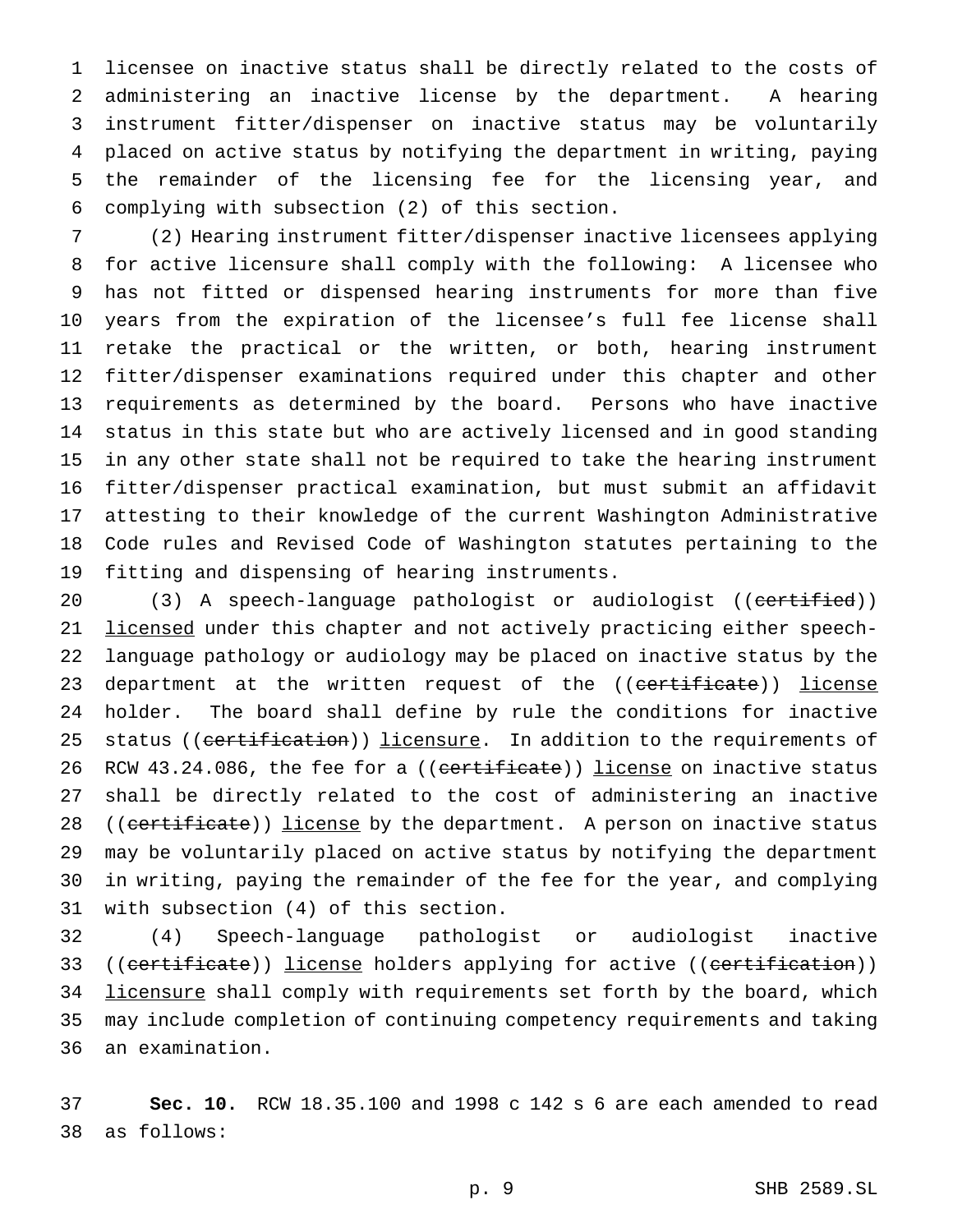licensee on inactive status shall be directly related to the costs of administering an inactive license by the department. A hearing instrument fitter/dispenser on inactive status may be voluntarily placed on active status by notifying the department in writing, paying the remainder of the licensing fee for the licensing year, and complying with subsection (2) of this section.

(2) Hearing instrument fitter/dispenser inactive licensees applying for active licensure shall comply with the following: A licensee who has not fitted or dispensed hearing instruments for more than five years from the expiration of the licensee's full fee license shall retake the practical or the written, or both, hearing instrument fitter/dispenser examinations required under this chapter and other requirements as determined by the board. Persons who have inactive status in this state but who are actively licensed and in good standing in any other state shall not be required to take the hearing instrument fitter/dispenser practical examination, but must submit an affidavit attesting to their knowledge of the current Washington Administrative Code rules and Revised Code of Washington statutes pertaining to the fitting and dispensing of hearing instruments.

(3) A speech-language pathologist or audiologist ((~~certified~~)) licensed under this chapter and not actively practicing either speech-language pathology or audiology may be placed on inactive status by the department at the written request of the ((~~certificate~~)) license holder. The board shall define by rule the conditions for inactive status ((~~certification~~)) licensure. In addition to the requirements of RCW 43.24.086, the fee for a ((~~certificate~~)) license on inactive status shall be directly related to the cost of administering an inactive ((~~certificate~~)) license by the department. A person on inactive status may be voluntarily placed on active status by notifying the department in writing, paying the remainder of the fee for the year, and complying with subsection (4) of this section.

(4) Speech-language pathologist or audiologist inactive ((~~certificate~~)) license holders applying for active ((~~certification~~)) licensure shall comply with requirements set forth by the board, which may include completion of continuing competency requirements and taking an examination.

**Sec. 10.** RCW 18.35.100 and 1998 c 142 s 6 are each amended to read as follows: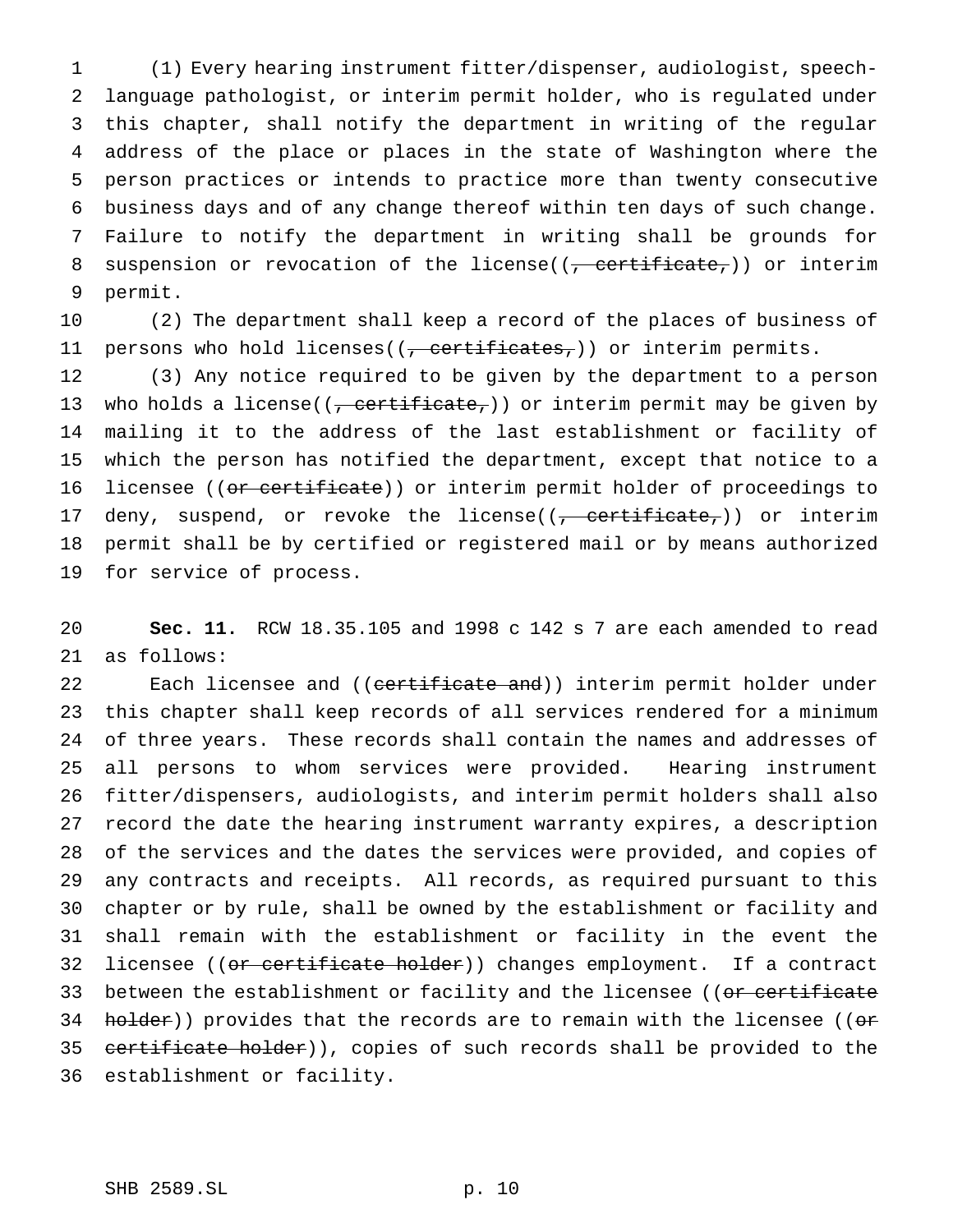(1) Every hearing instrument fitter/dispenser, audiologist, speech-language pathologist, or interim permit holder, who is regulated under this chapter, shall notify the department in writing of the regular address of the place or places in the state of Washington where the person practices or intends to practice more than twenty consecutive business days and of any change thereof within ten days of such change. Failure to notify the department in writing shall be grounds for suspension or revocation of the license((~~, certificate,~~)) or interim permit.

(2) The department shall keep a record of the places of business of persons who hold licenses((~~, certificates,~~)) or interim permits.

(3) Any notice required to be given by the department to a person who holds a license((~~, certificate,~~)) or interim permit may be given by mailing it to the address of the last establishment or facility of which the person has notified the department, except that notice to a licensee ((~~or certificate~~)) or interim permit holder of proceedings to deny, suspend, or revoke the license((~~, certificate,~~)) or interim permit shall be by certified or registered mail or by means authorized for service of process.

**Sec. 11.** RCW 18.35.105 and 1998 c 142 s 7 are each amended to read as follows:

Each licensee and ((~~certificate and~~)) interim permit holder under this chapter shall keep records of all services rendered for a minimum of three years. These records shall contain the names and addresses of all persons to whom services were provided. Hearing instrument fitter/dispensers, audiologists, and interim permit holders shall also record the date the hearing instrument warranty expires, a description of the services and the dates the services were provided, and copies of any contracts and receipts. All records, as required pursuant to this chapter or by rule, shall be owned by the establishment or facility and shall remain with the establishment or facility in the event the licensee ((~~or certificate holder~~)) changes employment. If a contract between the establishment or facility and the licensee ((~~or certificate holder~~)) provides that the records are to remain with the licensee ((~~or certificate holder~~)), copies of such records shall be provided to the establishment or facility.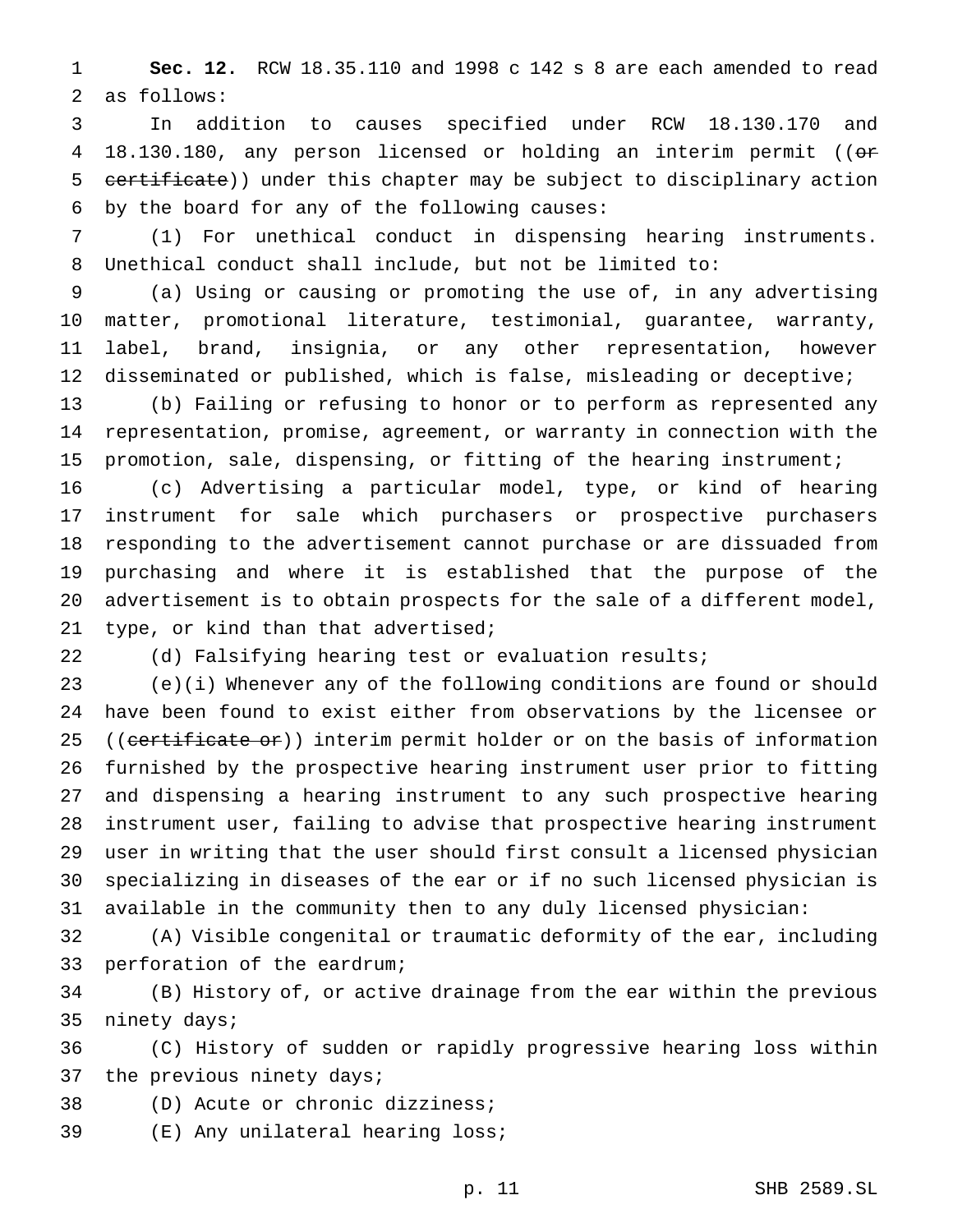**Sec. 12.** RCW 18.35.110 and 1998 c 142 s 8 are each amended to read as follows:

In addition to causes specified under RCW 18.130.170 and 18.130.180, any person licensed or holding an interim permit ((~~or certificate~~)) under this chapter may be subject to disciplinary action by the board for any of the following causes:

(1) For unethical conduct in dispensing hearing instruments. Unethical conduct shall include, but not be limited to:

(a) Using or causing or promoting the use of, in any advertising matter, promotional literature, testimonial, guarantee, warranty, label, brand, insignia, or any other representation, however disseminated or published, which is false, misleading or deceptive;

(b) Failing or refusing to honor or to perform as represented any representation, promise, agreement, or warranty in connection with the promotion, sale, dispensing, or fitting of the hearing instrument;

(c) Advertising a particular model, type, or kind of hearing instrument for sale which purchasers or prospective purchasers responding to the advertisement cannot purchase or are dissuaded from purchasing and where it is established that the purpose of the advertisement is to obtain prospects for the sale of a different model, type, or kind than that advertised;

(d) Falsifying hearing test or evaluation results;

(e)(i) Whenever any of the following conditions are found or should have been found to exist either from observations by the licensee or ((~~certificate or~~)) interim permit holder or on the basis of information furnished by the prospective hearing instrument user prior to fitting and dispensing a hearing instrument to any such prospective hearing instrument user, failing to advise that prospective hearing instrument user in writing that the user should first consult a licensed physician specializing in diseases of the ear or if no such licensed physician is available in the community then to any duly licensed physician:

(A) Visible congenital or traumatic deformity of the ear, including perforation of the eardrum;

(B) History of, or active drainage from the ear within the previous ninety days;

(C) History of sudden or rapidly progressive hearing loss within the previous ninety days;

(D) Acute or chronic dizziness;

(E) Any unilateral hearing loss;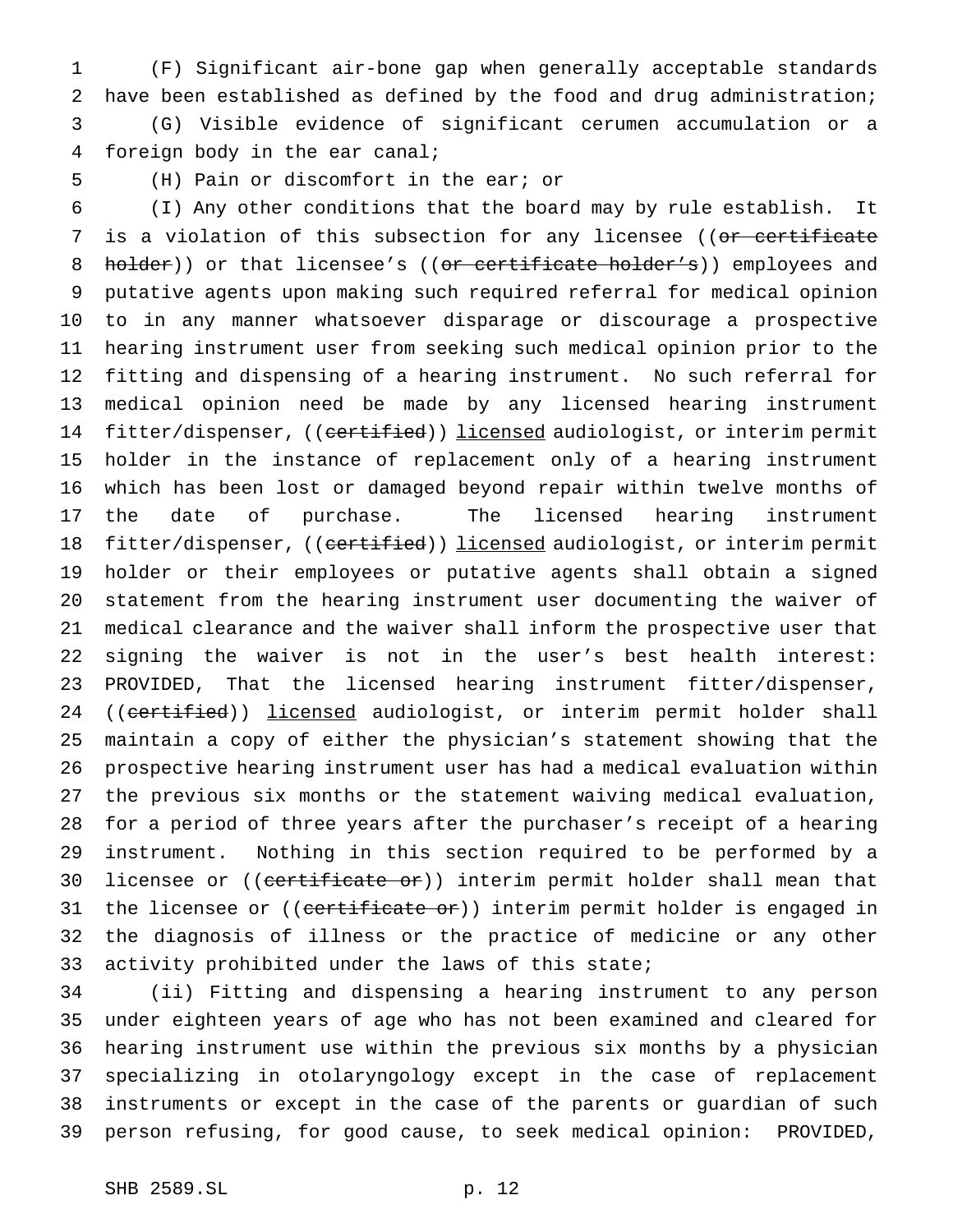(F) Significant air-bone gap when generally acceptable standards have been established as defined by the food and drug administration;

(G) Visible evidence of significant cerumen accumulation or a foreign body in the ear canal;

(H) Pain or discomfort in the ear; or

(I) Any other conditions that the board may by rule establish. It is a violation of this subsection for any licensee ((~~or certificate holder~~)) or that licensee's ((~~or certificate holder's~~)) employees and putative agents upon making such required referral for medical opinion to in any manner whatsoever disparage or discourage a prospective hearing instrument user from seeking such medical opinion prior to the fitting and dispensing of a hearing instrument. No such referral for medical opinion need be made by any licensed hearing instrument fitter/dispenser, ((~~certified~~)) <u>licensed</u> audiologist, or interim permit holder in the instance of replacement only of a hearing instrument which has been lost or damaged beyond repair within twelve months of the date of purchase. The licensed hearing instrument fitter/dispenser, ((~~certified~~)) <u>licensed</u> audiologist, or interim permit holder or their employees or putative agents shall obtain a signed statement from the hearing instrument user documenting the waiver of medical clearance and the waiver shall inform the prospective user that signing the waiver is not in the user's best health interest: PROVIDED, That the licensed hearing instrument fitter/dispenser, ((~~certified~~)) <u>licensed</u> audiologist, or interim permit holder shall maintain a copy of either the physician's statement showing that the prospective hearing instrument user has had a medical evaluation within the previous six months or the statement waiving medical evaluation, for a period of three years after the purchaser's receipt of a hearing instrument. Nothing in this section required to be performed by a licensee or ((~~certificate or~~)) interim permit holder shall mean that the licensee or ((~~certificate or~~)) interim permit holder is engaged in the diagnosis of illness or the practice of medicine or any other activity prohibited under the laws of this state;

(ii) Fitting and dispensing a hearing instrument to any person under eighteen years of age who has not been examined and cleared for hearing instrument use within the previous six months by a physician specializing in otolaryngology except in the case of replacement instruments or except in the case of the parents or guardian of such person refusing, for good cause, to seek medical opinion: PROVIDED,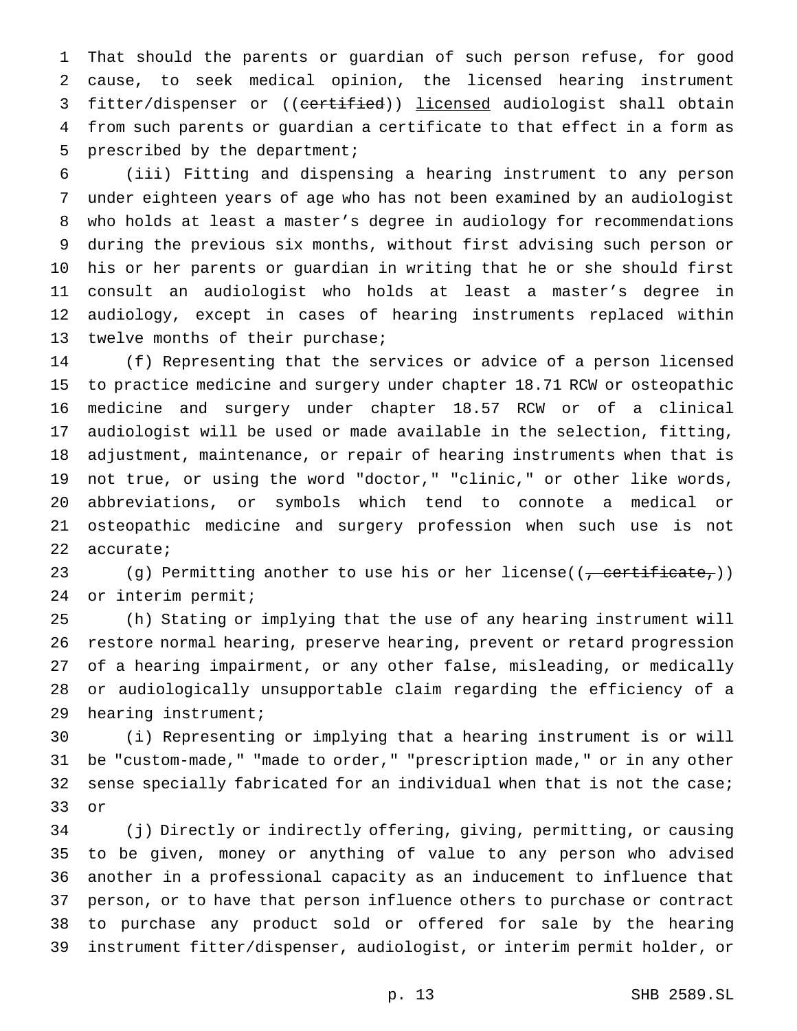That should the parents or guardian of such person refuse, for good cause, to seek medical opinion, the licensed hearing instrument fitter/dispenser or ((~~certified~~)) licensed audiologist shall obtain from such parents or guardian a certificate to that effect in a form as prescribed by the department;

(iii) Fitting and dispensing a hearing instrument to any person under eighteen years of age who has not been examined by an audiologist who holds at least a master's degree in audiology for recommendations during the previous six months, without first advising such person or his or her parents or guardian in writing that he or she should first consult an audiologist who holds at least a master's degree in audiology, except in cases of hearing instruments replaced within twelve months of their purchase;

(f) Representing that the services or advice of a person licensed to practice medicine and surgery under chapter 18.71 RCW or osteopathic medicine and surgery under chapter 18.57 RCW or of a clinical audiologist will be used or made available in the selection, fitting, adjustment, maintenance, or repair of hearing instruments when that is not true, or using the word "doctor," "clinic," or other like words, abbreviations, or symbols which tend to connote a medical or osteopathic medicine and surgery profession when such use is not accurate;

(g) Permitting another to use his or her license((~~, certificate,~~)) or interim permit;

(h) Stating or implying that the use of any hearing instrument will restore normal hearing, preserve hearing, prevent or retard progression of a hearing impairment, or any other false, misleading, or medically or audiologically unsupportable claim regarding the efficiency of a hearing instrument;

(i) Representing or implying that a hearing instrument is or will be "custom-made," "made to order," "prescription made," or in any other sense specially fabricated for an individual when that is not the case; or

(j) Directly or indirectly offering, giving, permitting, or causing to be given, money or anything of value to any person who advised another in a professional capacity as an inducement to influence that person, or to have that person influence others to purchase or contract to purchase any product sold or offered for sale by the hearing instrument fitter/dispenser, audiologist, or interim permit holder, or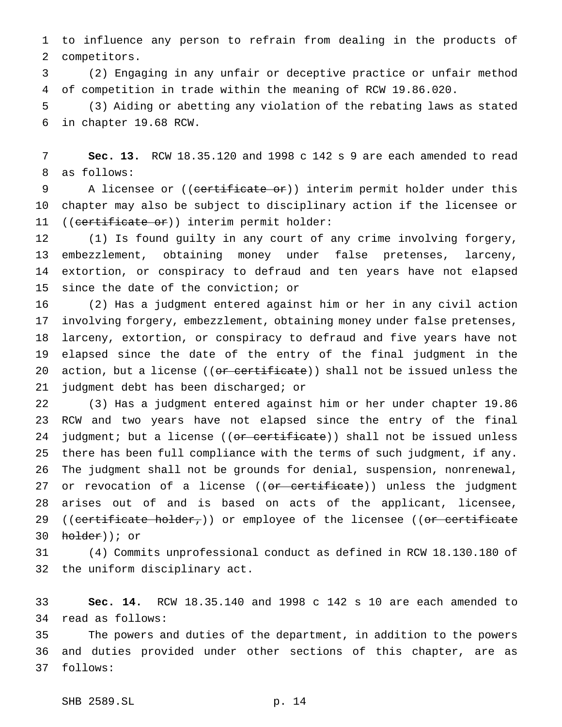to influence any person to refrain from dealing in the products of competitors.

(2) Engaging in any unfair or deceptive practice or unfair method of competition in trade within the meaning of RCW 19.86.020.

(3) Aiding or abetting any violation of the rebating laws as stated in chapter 19.68 RCW.

**Sec. 13.** RCW 18.35.120 and 1998 c 142 s 9 are each amended to read as follows:

A licensee or ((~~certificate or~~)) interim permit holder under this chapter may also be subject to disciplinary action if the licensee or ((~~certificate or~~)) interim permit holder:

(1) Is found guilty in any court of any crime involving forgery, embezzlement, obtaining money under false pretenses, larceny, extortion, or conspiracy to defraud and ten years have not elapsed since the date of the conviction; or

(2) Has a judgment entered against him or her in any civil action involving forgery, embezzlement, obtaining money under false pretenses, larceny, extortion, or conspiracy to defraud and five years have not elapsed since the date of the entry of the final judgment in the action, but a license ((~~or certificate~~)) shall not be issued unless the judgment debt has been discharged; or

(3) Has a judgment entered against him or her under chapter 19.86 RCW and two years have not elapsed since the entry of the final judgment; but a license ((~~or certificate~~)) shall not be issued unless there has been full compliance with the terms of such judgment, if any. The judgment shall not be grounds for denial, suspension, nonrenewal, or revocation of a license ((~~or certificate~~)) unless the judgment arises out of and is based on acts of the applicant, licensee, ((~~certificate holder,~~)) or employee of the licensee ((~~or certificate holder~~)); or

(4) Commits unprofessional conduct as defined in RCW 18.130.180 of the uniform disciplinary act.

**Sec. 14.** RCW 18.35.140 and 1998 c 142 s 10 are each amended to read as follows:

The powers and duties of the department, in addition to the powers and duties provided under other sections of this chapter, are as follows: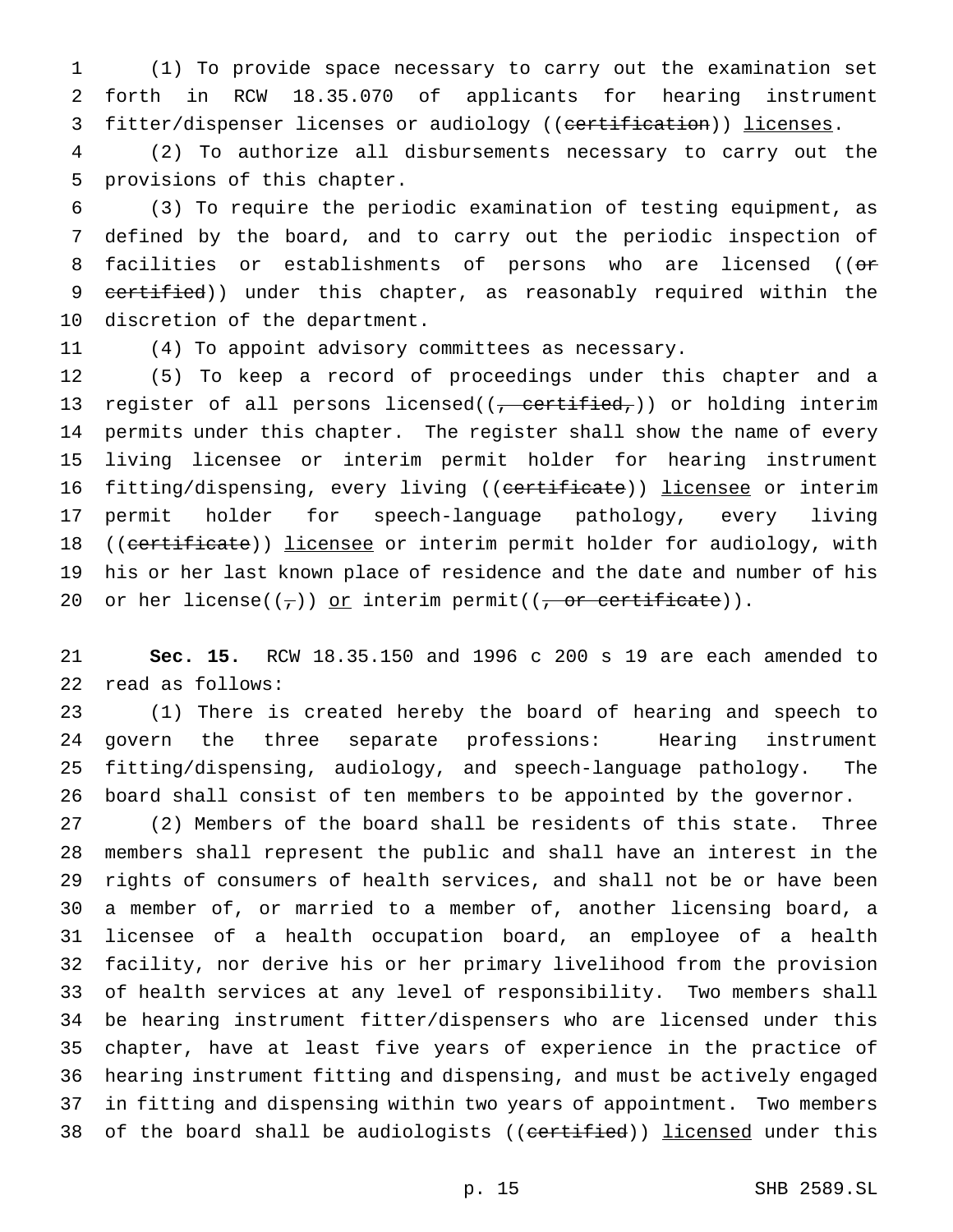(1) To provide space necessary to carry out the examination set forth in RCW 18.35.070 of applicants for hearing instrument fitter/dispenser licenses or audiology ((~~certification~~)) <u>licenses</u>.

(2) To authorize all disbursements necessary to carry out the provisions of this chapter.

(3) To require the periodic examination of testing equipment, as defined by the board, and to carry out the periodic inspection of facilities or establishments of persons who are licensed ((~~or certified~~)) under this chapter, as reasonably required within the discretion of the department.

(4) To appoint advisory committees as necessary.

(5) To keep a record of proceedings under this chapter and a register of all persons licensed((~~, certified,~~)) or holding interim permits under this chapter. The register shall show the name of every living licensee or interim permit holder for hearing instrument fitting/dispensing, every living ((~~certificate~~)) <u>licensee</u> or interim permit holder for speech-language pathology, every living ((~~certificate~~)) <u>licensee</u> or interim permit holder for audiology, with his or her last known place of residence and the date and number of his or her license((~~,~~)) <u>or</u> interim permit((~~, or certificate~~)).

**Sec. 15.** RCW 18.35.150 and 1996 c 200 s 19 are each amended to read as follows:

(1) There is created hereby the board of hearing and speech to govern the three separate professions: Hearing instrument fitting/dispensing, audiology, and speech-language pathology. The board shall consist of ten members to be appointed by the governor.

(2) Members of the board shall be residents of this state. Three members shall represent the public and shall have an interest in the rights of consumers of health services, and shall not be or have been a member of, or married to a member of, another licensing board, a licensee of a health occupation board, an employee of a health facility, nor derive his or her primary livelihood from the provision of health services at any level of responsibility. Two members shall be hearing instrument fitter/dispensers who are licensed under this chapter, have at least five years of experience in the practice of hearing instrument fitting and dispensing, and must be actively engaged in fitting and dispensing within two years of appointment. Two members of the board shall be audiologists ((~~certified~~)) <u>licensed</u> under this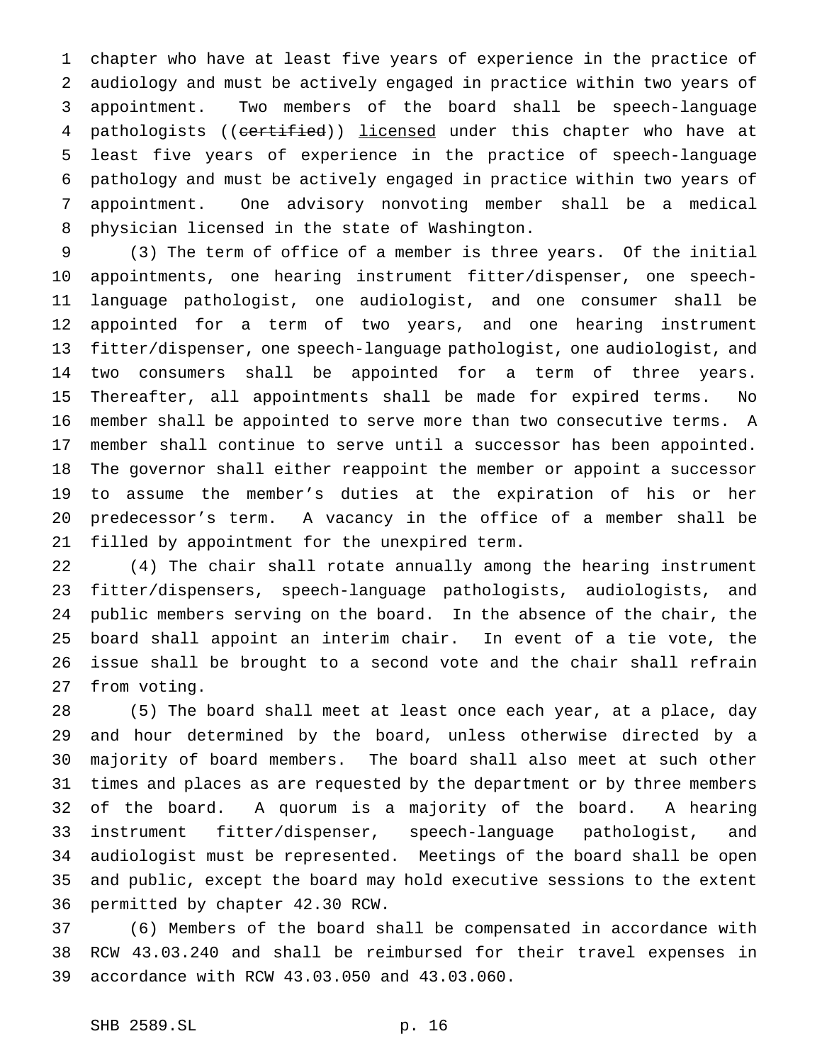chapter who have at least five years of experience in the practice of audiology and must be actively engaged in practice within two years of appointment. Two members of the board shall be speech-language pathologists ((~~certified~~)) licensed under this chapter who have at least five years of experience in the practice of speech-language pathology and must be actively engaged in practice within two years of appointment. One advisory nonvoting member shall be a medical physician licensed in the state of Washington.

(3) The term of office of a member is three years. Of the initial appointments, one hearing instrument fitter/dispenser, one speech-language pathologist, one audiologist, and one consumer shall be appointed for a term of two years, and one hearing instrument fitter/dispenser, one speech-language pathologist, one audiologist, and two consumers shall be appointed for a term of three years. Thereafter, all appointments shall be made for expired terms. No member shall be appointed to serve more than two consecutive terms. A member shall continue to serve until a successor has been appointed. The governor shall either reappoint the member or appoint a successor to assume the member's duties at the expiration of his or her predecessor's term. A vacancy in the office of a member shall be filled by appointment for the unexpired term.

(4) The chair shall rotate annually among the hearing instrument fitter/dispensers, speech-language pathologists, audiologists, and public members serving on the board. In the absence of the chair, the board shall appoint an interim chair. In event of a tie vote, the issue shall be brought to a second vote and the chair shall refrain from voting.

(5) The board shall meet at least once each year, at a place, day and hour determined by the board, unless otherwise directed by a majority of board members. The board shall also meet at such other times and places as are requested by the department or by three members of the board. A quorum is a majority of the board. A hearing instrument fitter/dispenser, speech-language pathologist, and audiologist must be represented. Meetings of the board shall be open and public, except the board may hold executive sessions to the extent permitted by chapter 42.30 RCW.

(6) Members of the board shall be compensated in accordance with RCW 43.03.240 and shall be reimbursed for their travel expenses in accordance with RCW 43.03.050 and 43.03.060.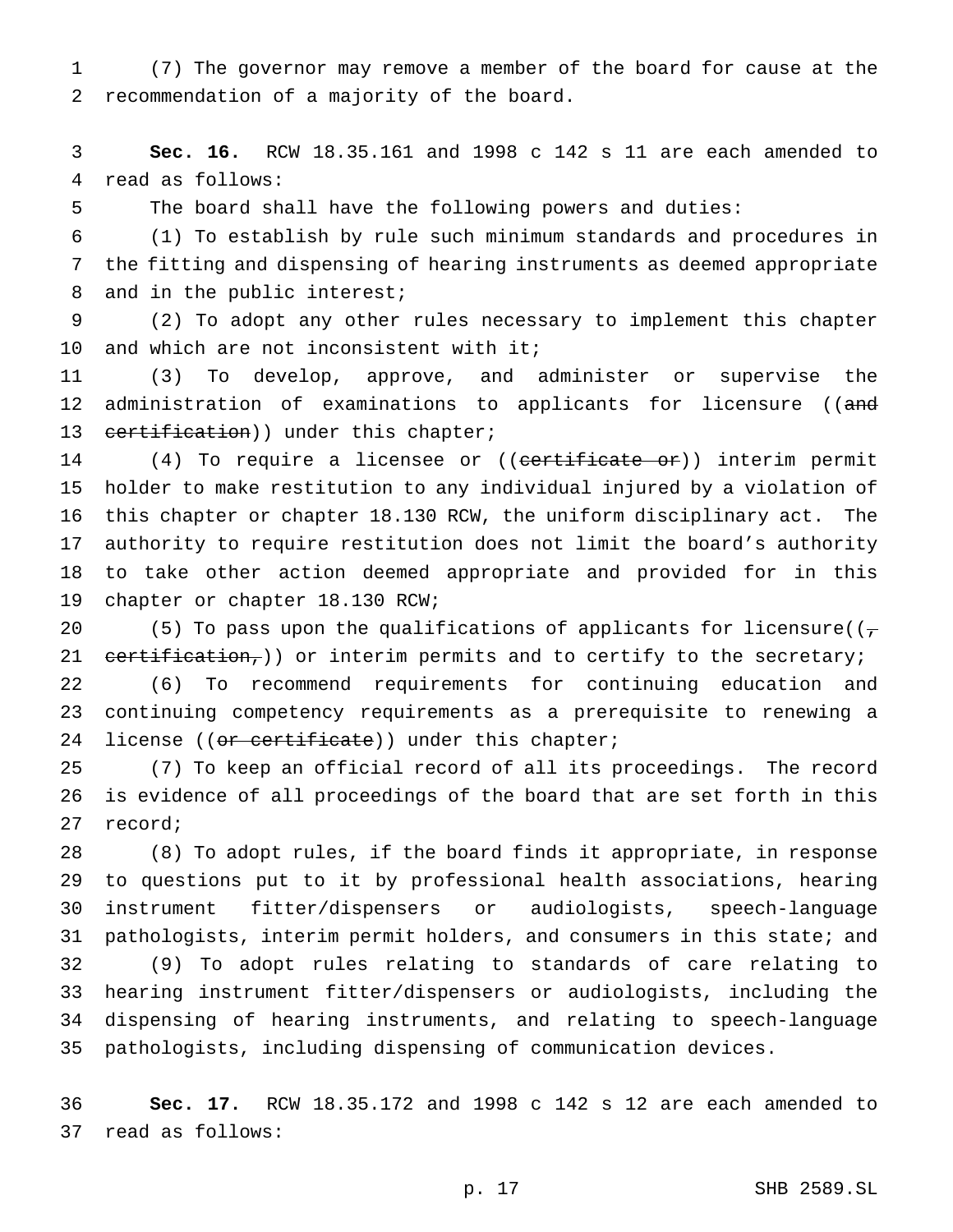(7) The governor may remove a member of the board for cause at the recommendation of a majority of the board.

**Sec. 16.** RCW 18.35.161 and 1998 c 142 s 11 are each amended to read as follows:

The board shall have the following powers and duties:

(1) To establish by rule such minimum standards and procedures in the fitting and dispensing of hearing instruments as deemed appropriate and in the public interest;

(2) To adopt any other rules necessary to implement this chapter and which are not inconsistent with it;

(3) To develop, approve, and administer or supervise the administration of examinations to applicants for licensure ((~~and certification~~)) under this chapter;

(4) To require a licensee or ((~~certificate or~~)) interim permit holder to make restitution to any individual injured by a violation of this chapter or chapter 18.130 RCW, the uniform disciplinary act. The authority to require restitution does not limit the board's authority to take other action deemed appropriate and provided for in this chapter or chapter 18.130 RCW;

(5) To pass upon the qualifications of applicants for licensure((~~, certification,~~)) or interim permits and to certify to the secretary;

(6) To recommend requirements for continuing education and continuing competency requirements as a prerequisite to renewing a license ((~~or certificate~~)) under this chapter;

(7) To keep an official record of all its proceedings. The record is evidence of all proceedings of the board that are set forth in this record;

(8) To adopt rules, if the board finds it appropriate, in response to questions put to it by professional health associations, hearing instrument fitter/dispensers or audiologists, speech-language pathologists, interim permit holders, and consumers in this state; and

(9) To adopt rules relating to standards of care relating to hearing instrument fitter/dispensers or audiologists, including the dispensing of hearing instruments, and relating to speech-language pathologists, including dispensing of communication devices.

**Sec. 17.** RCW 18.35.172 and 1998 c 142 s 12 are each amended to read as follows: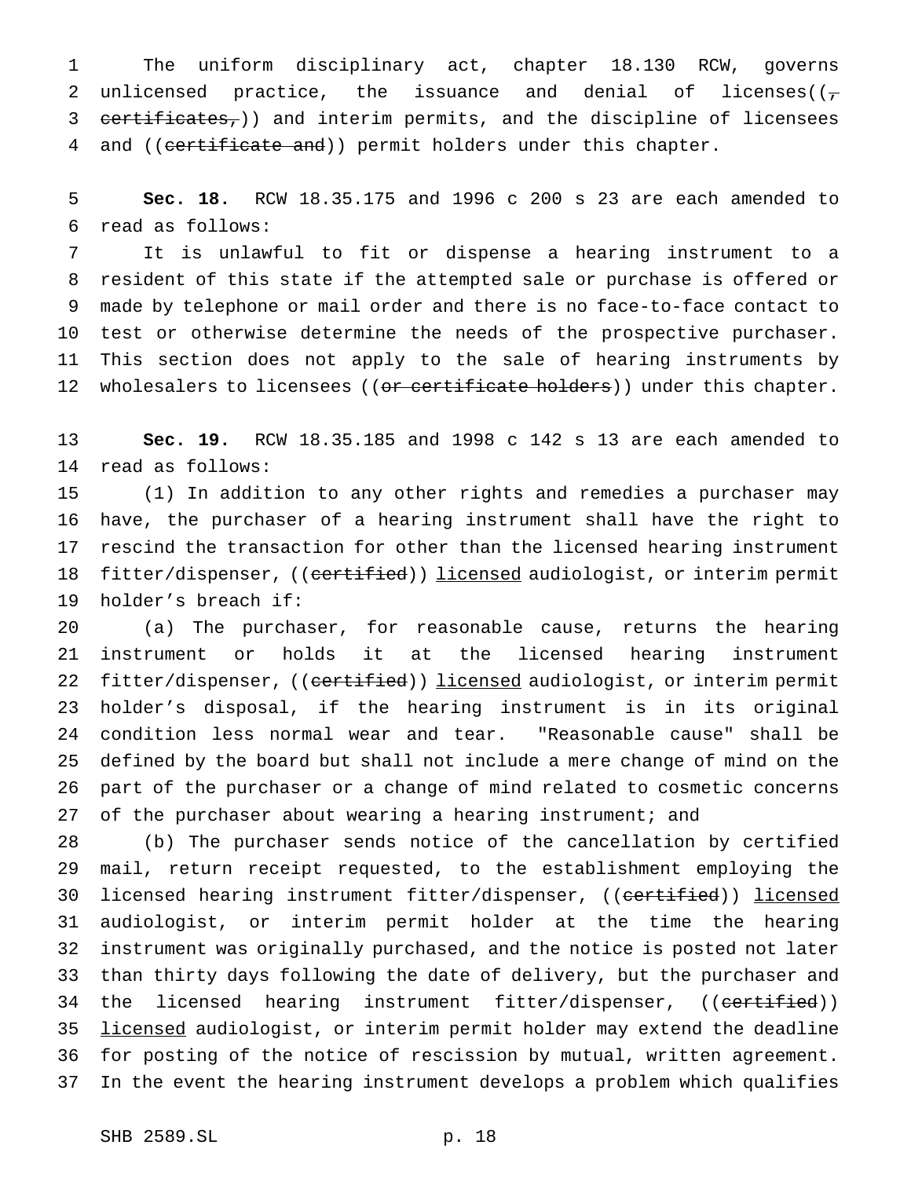The uniform disciplinary act, chapter 18.130 RCW, governs unlicensed practice, the issuance and denial of licenses((~~,~~ ~~certificates,~~)) and interim permits, and the discipline of licensees and ((~~certificate and~~)) permit holders under this chapter.

**Sec. 18.** RCW 18.35.175 and 1996 c 200 s 23 are each amended to read as follows:

It is unlawful to fit or dispense a hearing instrument to a resident of this state if the attempted sale or purchase is offered or made by telephone or mail order and there is no face-to-face contact to test or otherwise determine the needs of the prospective purchaser. This section does not apply to the sale of hearing instruments by wholesalers to licensees ((~~or certificate holders~~)) under this chapter.

**Sec. 19.** RCW 18.35.185 and 1998 c 142 s 13 are each amended to read as follows:

(1) In addition to any other rights and remedies a purchaser may have, the purchaser of a hearing instrument shall have the right to rescind the transaction for other than the licensed hearing instrument fitter/dispenser, ((~~certified~~)) <u>licensed</u> audiologist, or interim permit holder's breach if:

(a) The purchaser, for reasonable cause, returns the hearing instrument or holds it at the licensed hearing instrument fitter/dispenser, ((~~certified~~)) <u>licensed</u> audiologist, or interim permit holder's disposal, if the hearing instrument is in its original condition less normal wear and tear. "Reasonable cause" shall be defined by the board but shall not include a mere change of mind on the part of the purchaser or a change of mind related to cosmetic concerns of the purchaser about wearing a hearing instrument; and

(b) The purchaser sends notice of the cancellation by certified mail, return receipt requested, to the establishment employing the licensed hearing instrument fitter/dispenser, ((~~certified~~)) <u>licensed</u> audiologist, or interim permit holder at the time the hearing instrument was originally purchased, and the notice is posted not later than thirty days following the date of delivery, but the purchaser and the licensed hearing instrument fitter/dispenser, ((~~certified~~)) <u>licensed</u> audiologist, or interim permit holder may extend the deadline for posting of the notice of rescission by mutual, written agreement. In the event the hearing instrument develops a problem which qualifies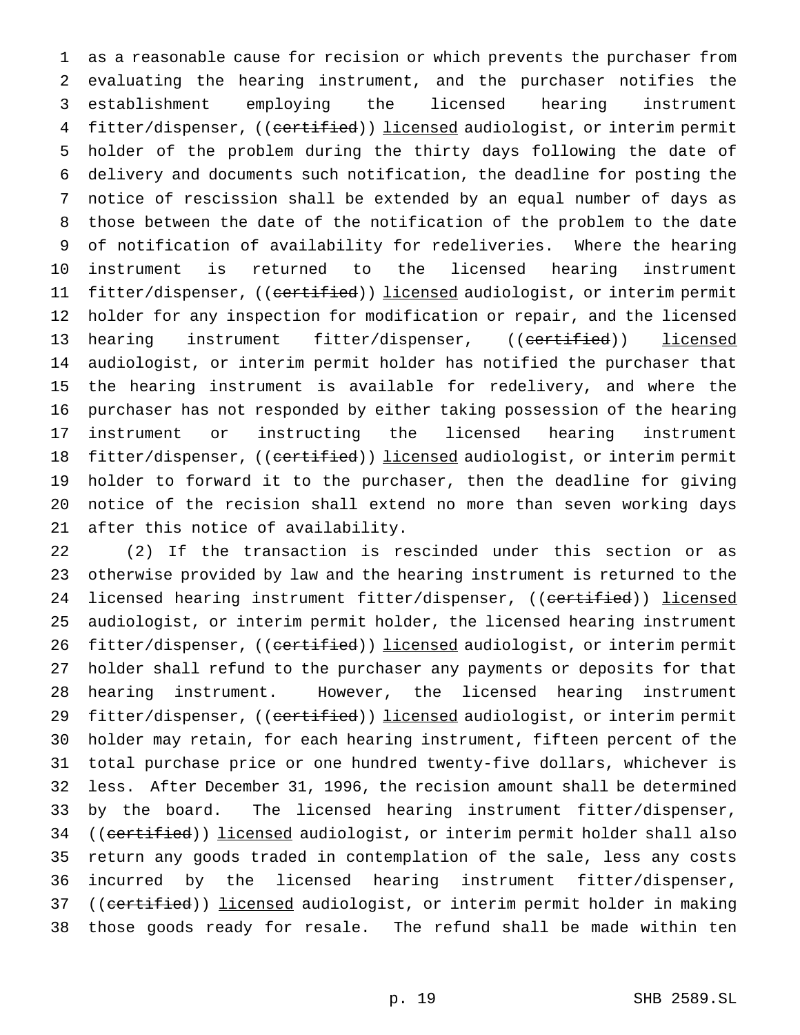as a reasonable cause for recision or which prevents the purchaser from evaluating the hearing instrument, and the purchaser notifies the establishment employing the licensed hearing instrument fitter/dispenser, ((~~certified~~)) <u>licensed</u> audiologist, or interim permit holder of the problem during the thirty days following the date of delivery and documents such notification, the deadline for posting the notice of rescission shall be extended by an equal number of days as those between the date of the notification of the problem to the date of notification of availability for redeliveries. Where the hearing instrument is returned to the licensed hearing instrument fitter/dispenser, ((~~certified~~)) <u>licensed</u> audiologist, or interim permit holder for any inspection for modification or repair, and the licensed hearing instrument fitter/dispenser, ((~~certified~~)) <u>licensed</u> audiologist, or interim permit holder has notified the purchaser that the hearing instrument is available for redelivery, and where the purchaser has not responded by either taking possession of the hearing instrument or instructing the licensed hearing instrument fitter/dispenser, ((~~certified~~)) <u>licensed</u> audiologist, or interim permit holder to forward it to the purchaser, then the deadline for giving notice of the recision shall extend no more than seven working days after this notice of availability.

(2) If the transaction is rescinded under this section or as otherwise provided by law and the hearing instrument is returned to the licensed hearing instrument fitter/dispenser, ((~~certified~~)) <u>licensed</u> audiologist, or interim permit holder, the licensed hearing instrument fitter/dispenser, ((~~certified~~)) <u>licensed</u> audiologist, or interim permit holder shall refund to the purchaser any payments or deposits for that hearing instrument. However, the licensed hearing instrument fitter/dispenser, ((~~certified~~)) <u>licensed</u> audiologist, or interim permit holder may retain, for each hearing instrument, fifteen percent of the total purchase price or one hundred twenty-five dollars, whichever is less. After December 31, 1996, the recision amount shall be determined by the board. The licensed hearing instrument fitter/dispenser, ((~~certified~~)) <u>licensed</u> audiologist, or interim permit holder shall also return any goods traded in contemplation of the sale, less any costs incurred by the licensed hearing instrument fitter/dispenser, ((~~certified~~)) <u>licensed</u> audiologist, or interim permit holder in making those goods ready for resale. The refund shall be made within ten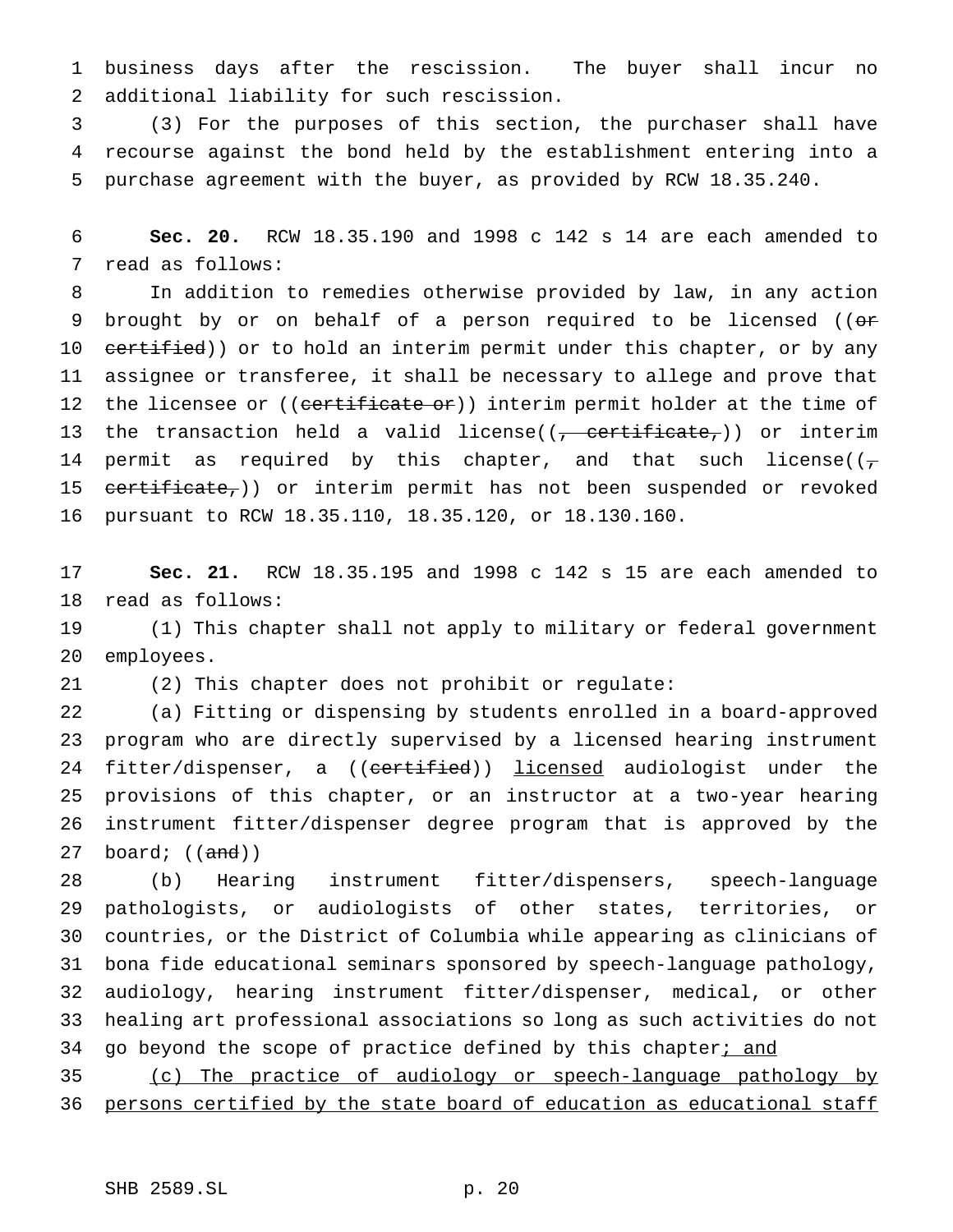business days after the rescission. The buyer shall incur no additional liability for such rescission.

(3) For the purposes of this section, the purchaser shall have recourse against the bond held by the establishment entering into a purchase agreement with the buyer, as provided by RCW 18.35.240.

**Sec. 20.** RCW 18.35.190 and 1998 c 142 s 14 are each amended to read as follows:

In addition to remedies otherwise provided by law, in any action brought by or on behalf of a person required to be licensed ((~~or certified~~)) or to hold an interim permit under this chapter, or by any assignee or transferee, it shall be necessary to allege and prove that the licensee or ((~~certificate or~~)) interim permit holder at the time of the transaction held a valid license((~~, certificate,~~)) or interim permit as required by this chapter, and that such license((~~, certificate,~~)) or interim permit has not been suspended or revoked pursuant to RCW 18.35.110, 18.35.120, or 18.130.160.

**Sec. 21.** RCW 18.35.195 and 1998 c 142 s 15 are each amended to read as follows:

(1) This chapter shall not apply to military or federal government employees.

(2) This chapter does not prohibit or regulate:

(a) Fitting or dispensing by students enrolled in a board-approved program who are directly supervised by a licensed hearing instrument fitter/dispenser, a ((~~certified~~)) <u>licensed</u> audiologist under the provisions of this chapter, or an instructor at a two-year hearing instrument fitter/dispenser degree program that is approved by the board; ((~~and~~))

(b) Hearing instrument fitter/dispensers, speech-language pathologists, or audiologists of other states, territories, or countries, or the District of Columbia while appearing as clinicians of bona fide educational seminars sponsored by speech-language pathology, audiology, hearing instrument fitter/dispenser, medical, or other healing art professional associations so long as such activities do not go beyond the scope of practice defined by this chapter<u>; and</u>

<u>(c) The practice of audiology or speech-language pathology by persons certified by the state board of education as educational staff</u>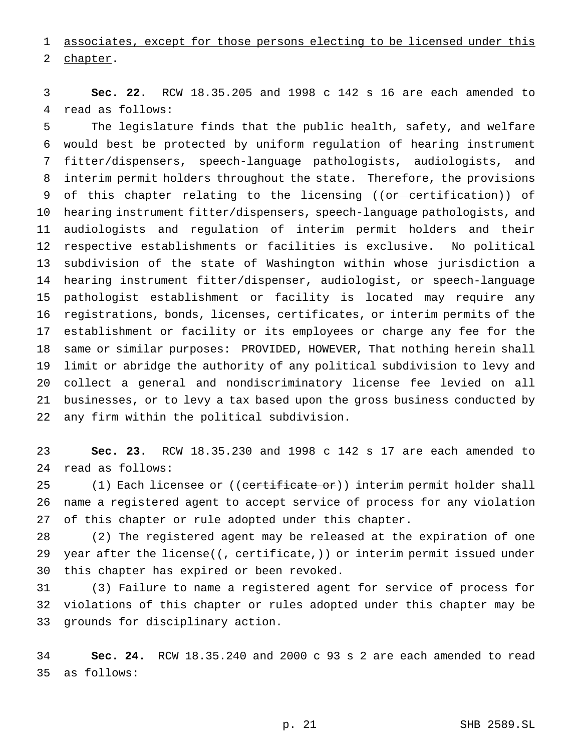associates, except for those persons electing to be licensed under this chapter.

**Sec. 22.** RCW 18.35.205 and 1998 c 142 s 16 are each amended to read as follows:

The legislature finds that the public health, safety, and welfare would best be protected by uniform regulation of hearing instrument fitter/dispensers, speech-language pathologists, audiologists, and interim permit holders throughout the state. Therefore, the provisions of this chapter relating to the licensing ((~~or certification~~)) of hearing instrument fitter/dispensers, speech-language pathologists, and audiologists and regulation of interim permit holders and their respective establishments or facilities is exclusive. No political subdivision of the state of Washington within whose jurisdiction a hearing instrument fitter/dispenser, audiologist, or speech-language pathologist establishment or facility is located may require any registrations, bonds, licenses, certificates, or interim permits of the establishment or facility or its employees or charge any fee for the same or similar purposes: PROVIDED, HOWEVER, That nothing herein shall limit or abridge the authority of any political subdivision to levy and collect a general and nondiscriminatory license fee levied on all businesses, or to levy a tax based upon the gross business conducted by any firm within the political subdivision.

**Sec. 23.** RCW 18.35.230 and 1998 c 142 s 17 are each amended to read as follows:

(1) Each licensee or ((~~certificate or~~)) interim permit holder shall name a registered agent to accept service of process for any violation of this chapter or rule adopted under this chapter.

(2) The registered agent may be released at the expiration of one year after the license((~~, certificate,~~)) or interim permit issued under this chapter has expired or been revoked.

(3) Failure to name a registered agent for service of process for violations of this chapter or rules adopted under this chapter may be grounds for disciplinary action.

**Sec. 24.** RCW 18.35.240 and 2000 c 93 s 2 are each amended to read as follows: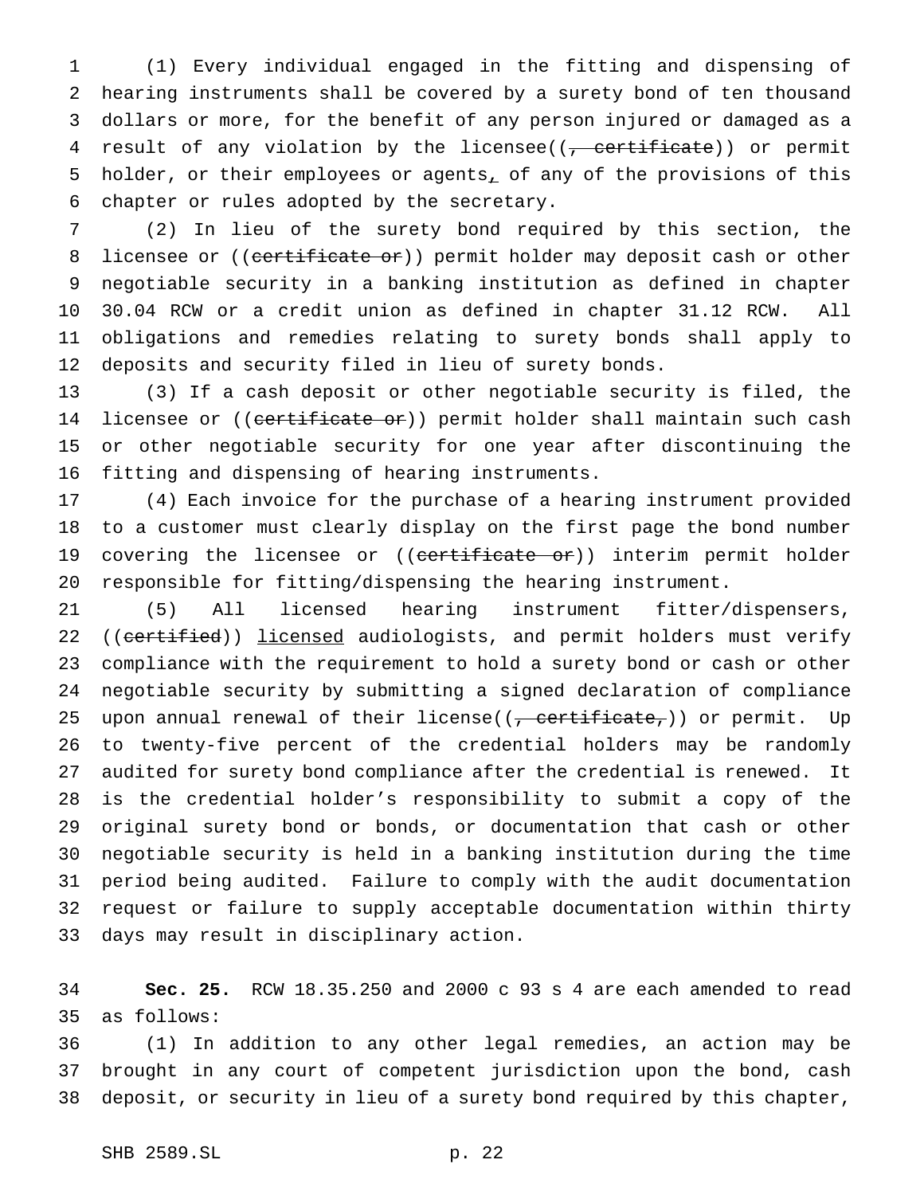(1) Every individual engaged in the fitting and dispensing of hearing instruments shall be covered by a surety bond of ten thousand dollars or more, for the benefit of any person injured or damaged as a result of any violation by the licensee((~~, certificate~~)) or permit holder, or their employees or agents, of any of the provisions of this chapter or rules adopted by the secretary.

(2) In lieu of the surety bond required by this section, the licensee or ((~~certificate or~~)) permit holder may deposit cash or other negotiable security in a banking institution as defined in chapter 30.04 RCW or a credit union as defined in chapter 31.12 RCW. All obligations and remedies relating to surety bonds shall apply to deposits and security filed in lieu of surety bonds.

(3) If a cash deposit or other negotiable security is filed, the licensee or ((~~certificate or~~)) permit holder shall maintain such cash or other negotiable security for one year after discontinuing the fitting and dispensing of hearing instruments.

(4) Each invoice for the purchase of a hearing instrument provided to a customer must clearly display on the first page the bond number covering the licensee or ((~~certificate or~~)) interim permit holder responsible for fitting/dispensing the hearing instrument.

(5) All licensed hearing instrument fitter/dispensers, ((~~certified~~)) <u>licensed</u> audiologists, and permit holders must verify compliance with the requirement to hold a surety bond or cash or other negotiable security by submitting a signed declaration of compliance upon annual renewal of their license((~~, certificate,~~)) or permit. Up to twenty-five percent of the credential holders may be randomly audited for surety bond compliance after the credential is renewed. It is the credential holder's responsibility to submit a copy of the original surety bond or bonds, or documentation that cash or other negotiable security is held in a banking institution during the time period being audited. Failure to comply with the audit documentation request or failure to supply acceptable documentation within thirty days may result in disciplinary action.

**Sec. 25.** RCW 18.35.250 and 2000 c 93 s 4 are each amended to read as follows:

(1) In addition to any other legal remedies, an action may be brought in any court of competent jurisdiction upon the bond, cash deposit, or security in lieu of a surety bond required by this chapter,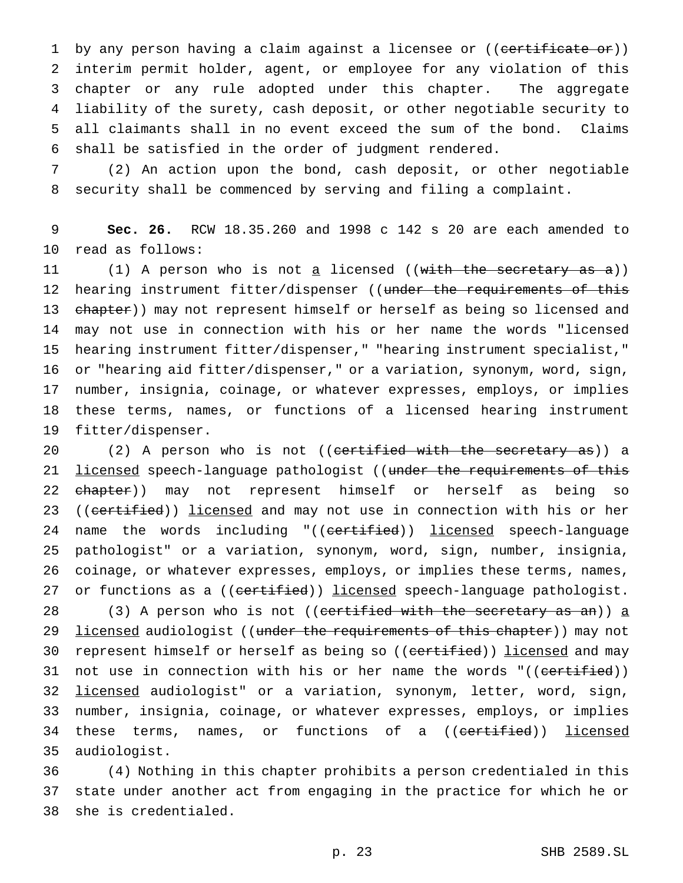by any person having a claim against a licensee or ((~~certificate or~~)) interim permit holder, agent, or employee for any violation of this chapter or any rule adopted under this chapter. The aggregate liability of the surety, cash deposit, or other negotiable security to all claimants shall in no event exceed the sum of the bond. Claims shall be satisfied in the order of judgment rendered.

(2) An action upon the bond, cash deposit, or other negotiable security shall be commenced by serving and filing a complaint.

**Sec. 26.** RCW 18.35.260 and 1998 c 142 s 20 are each amended to read as follows:

(1) A person who is not <u>a</u> licensed ((~~with the secretary as a~~)) hearing instrument fitter/dispenser ((~~under the requirements of this chapter~~)) may not represent himself or herself as being so licensed and may not use in connection with his or her name the words "licensed hearing instrument fitter/dispenser," "hearing instrument specialist," or "hearing aid fitter/dispenser," or a variation, synonym, word, sign, number, insignia, coinage, or whatever expresses, employs, or implies these terms, names, or functions of a licensed hearing instrument fitter/dispenser.

(2) A person who is not ((~~certified with the secretary as~~)) a <u>licensed</u> speech-language pathologist ((~~under the requirements of this chapter~~)) may not represent himself or herself as being so ((~~certified~~)) <u>licensed</u> and may not use in connection with his or her name the words including "((~~certified~~)) <u>licensed</u> speech-language pathologist" or a variation, synonym, word, sign, number, insignia, coinage, or whatever expresses, employs, or implies these terms, names, or functions as a ((~~certified~~)) <u>licensed</u> speech-language pathologist.

(3) A person who is not ((~~certified with the secretary as an~~)) <u>a licensed</u> audiologist ((~~under the requirements of this chapter~~)) may not represent himself or herself as being so ((~~certified~~)) <u>licensed</u> and may not use in connection with his or her name the words "((~~certified~~)) <u>licensed</u> audiologist" or a variation, synonym, letter, word, sign, number, insignia, coinage, or whatever expresses, employs, or implies these terms, names, or functions of a ((~~certified~~)) <u>licensed</u> audiologist.

(4) Nothing in this chapter prohibits a person credentialed in this state under another act from engaging in the practice for which he or she is credentialed.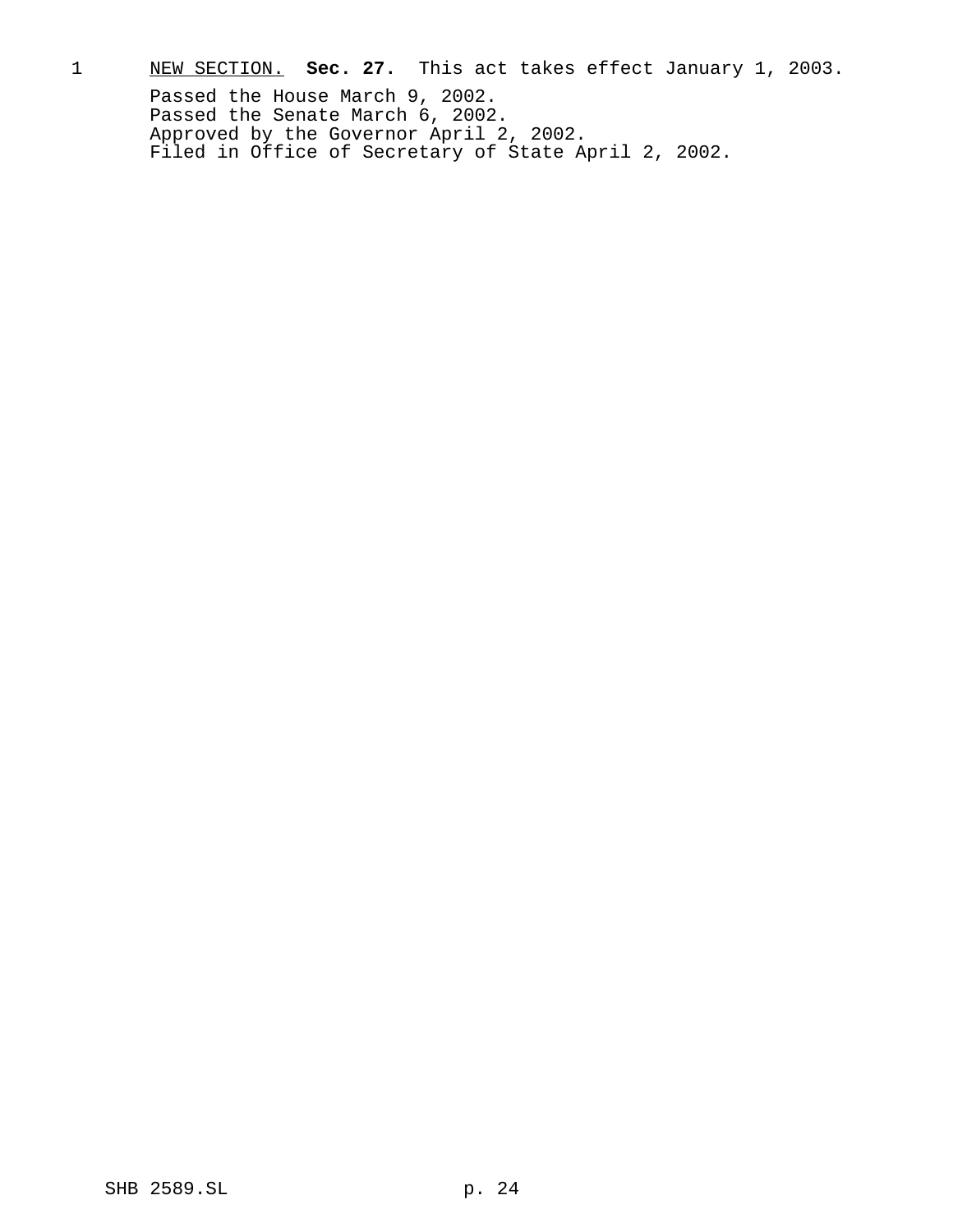NEW SECTION. **Sec. 27.** This act takes effect January 1, 2003.

Passed the House March 9, 2002.
Passed the Senate March 6, 2002.
Approved by the Governor April 2, 2002.
Filed in Office of Secretary of State April 2, 2002.